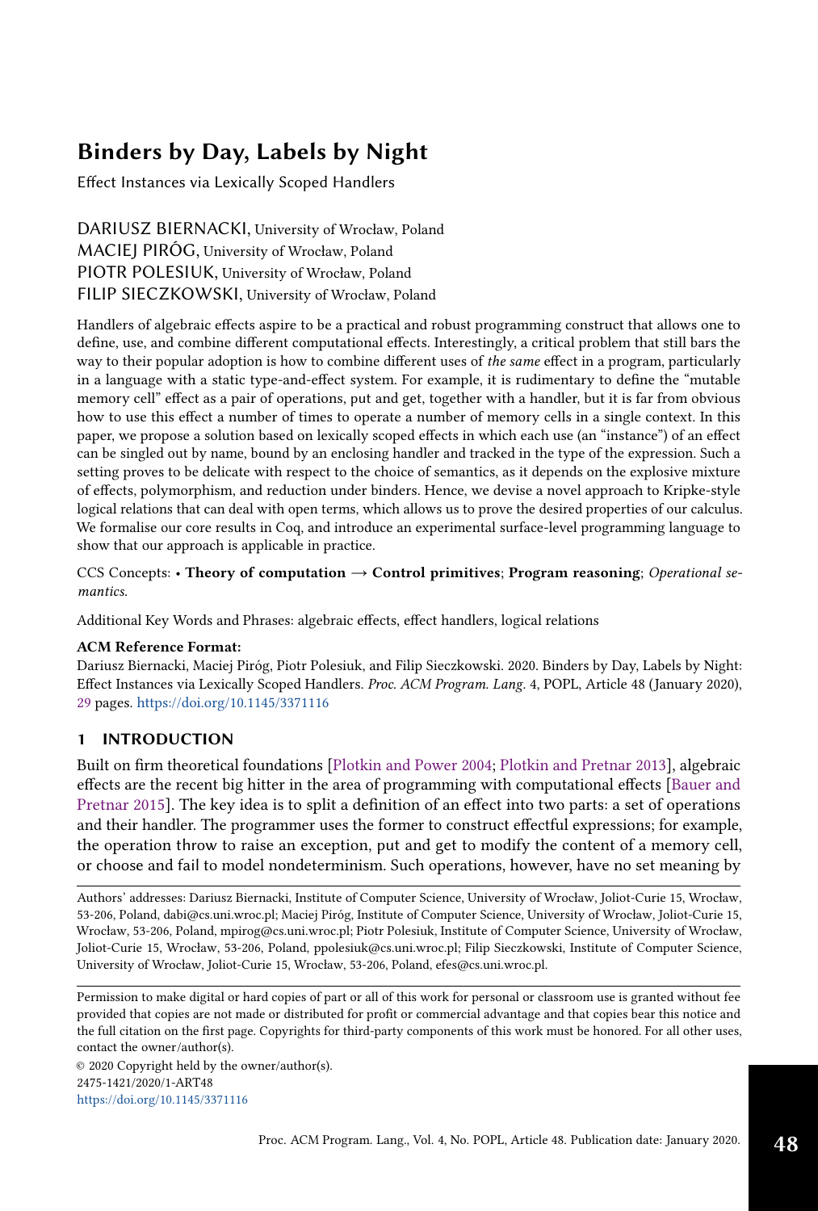# Binders by Day, Labels by Night

Effect Instances via Lexically Scoped Handlers

DARIUSZ BIERNACKI, University of Wrocław, Poland
MACIEJ PIRÓG, University of Wrocław, Poland
PIOTR POLESIUK, University of Wrocław, Poland
FILIP SIECZKOWSKI, University of Wrocław, Poland

Handlers of algebraic effects aspire to be a practical and robust programming construct that allows one to define, use, and combine different computational effects. Interestingly, a critical problem that still bars the way to their popular adoption is how to combine different uses of *the same* effect in a program, particularly in a language with a static type-and-effect system. For example, it is rudimentary to define the "mutable memory cell" effect as a pair of operations, put and get, together with a handler, but it is far from obvious how to use this effect a number of times to operate a number of memory cells in a single context. In this paper, we propose a solution based on lexically scoped effects in which each use (an "instance") of an effect can be singled out by name, bound by an enclosing handler and tracked in the type of the expression. Such a setting proves to be delicate with respect to the choice of semantics, as it depends on the explosive mixture of effects, polymorphism, and reduction under binders. Hence, we devise a novel approach to Kripke-style logical relations that can deal with open terms, which allows us to prove the desired properties of our calculus. We formalise our core results in Coq, and introduce an experimental surface-level programming language to show that our approach is applicable in practice.

CCS Concepts: • **Theory of computation** → **Control primitives**; **Program reasoning**; *Operational semantics*.

Additional Key Words and Phrases: algebraic effects, effect handlers, logical relations

**ACM Reference Format:**
Dariusz Biernacki, Maciej Piróg, Piotr Polesiuk, and Filip Sieczkowski. 2020. Binders by Day, Labels by Night: Effect Instances via Lexically Scoped Handlers. *Proc. ACM Program. Lang.* 4, POPL, Article 48 (January 2020), 29 pages. https://doi.org/10.1145/3371116

## 1 INTRODUCTION

Built on firm theoretical foundations [Plotkin and Power 2004; Plotkin and Pretnar 2013], algebraic effects are the recent big hitter in the area of programming with computational effects [Bauer and Pretnar 2015]. The key idea is to split a definition of an effect into two parts: a set of operations and their handler. The programmer uses the former to construct effectful expressions; for example, the operation throw to raise an exception, put and get to modify the content of a memory cell, or choose and fail to model nondeterminism. Such operations, however, have no set meaning by

Authors' addresses: Dariusz Biernacki, Institute of Computer Science, University of Wrocław, Joliot-Curie 15, Wrocław, 53-206, Poland, dabi@cs.uni.wroc.pl; Maciej Piróg, Institute of Computer Science, University of Wrocław, Joliot-Curie 15, Wrocław, 53-206, Poland, mpirog@cs.uni.wroc.pl; Piotr Polesiuk, Institute of Computer Science, University of Wrocław, Joliot-Curie 15, Wrocław, 53-206, Poland, ppolesiuk@cs.uni.wroc.pl; Filip Sieczkowski, Institute of Computer Science, University of Wrocław, Joliot-Curie 15, Wrocław, 53-206, Poland, efes@cs.uni.wroc.pl.

Permission to make digital or hard copies of part or all of this work for personal or classroom use is granted without fee provided that copies are not made or distributed for profit or commercial advantage and that copies bear this notice and the full citation on the first page. Copyrights for third-party components of this work must be honored. For all other uses, contact the owner/author(s).

© 2020 Copyright held by the owner/author(s).
2475-1421/2020/1-ART48
https://doi.org/10.1145/3371116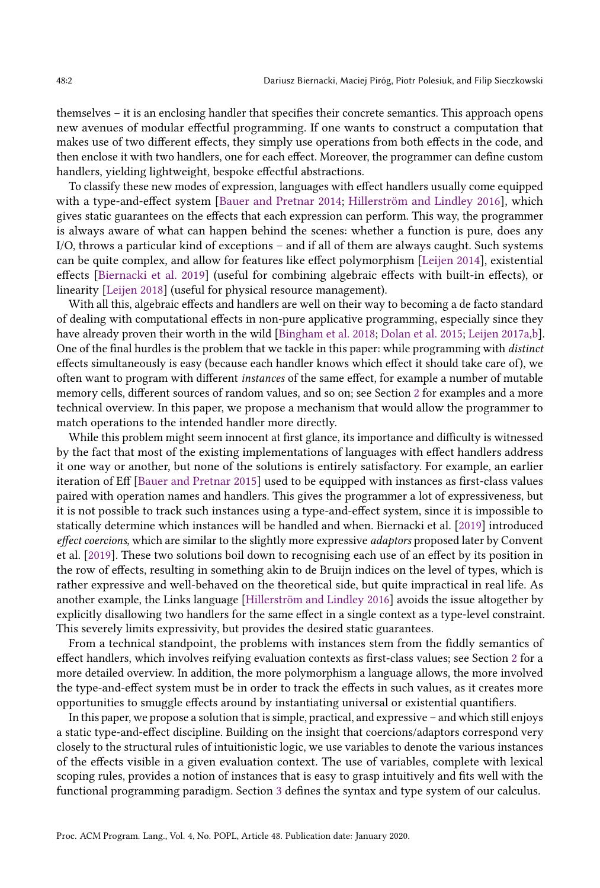themselves – it is an enclosing handler that specifies their concrete semantics. This approach opens new avenues of modular effectful programming. If one wants to construct a computation that makes use of two different effects, they simply use operations from both effects in the code, and then enclose it with two handlers, one for each effect. Moreover, the programmer can define custom handlers, yielding lightweight, bespoke effectful abstractions.

To classify these new modes of expression, languages with effect handlers usually come equipped with a type-and-effect system [Bauer and Pretnar 2014; Hillerström and Lindley 2016], which gives static guarantees on the effects that each expression can perform. This way, the programmer is always aware of what can happen behind the scenes: whether a function is pure, does any I/O, throws a particular kind of exceptions – and if all of them are always caught. Such systems can be quite complex, and allow for features like effect polymorphism [Leijen 2014], existential effects [Biernacki et al. 2019] (useful for combining algebraic effects with built-in effects), or linearity [Leijen 2018] (useful for physical resource management).

With all this, algebraic effects and handlers are well on their way to becoming a de facto standard of dealing with computational effects in non-pure applicative programming, especially since they have already proven their worth in the wild [Bingham et al. 2018; Dolan et al. 2015; Leijen 2017a,b]. One of the final hurdles is the problem that we tackle in this paper: while programming with *distinct* effects simultaneously is easy (because each handler knows which effect it should take care of), we often want to program with different *instances* of the same effect, for example a number of mutable memory cells, different sources of random values, and so on; see Section 2 for examples and a more technical overview. In this paper, we propose a mechanism that would allow the programmer to match operations to the intended handler more directly.

While this problem might seem innocent at first glance, its importance and difficulty is witnessed by the fact that most of the existing implementations of languages with effect handlers address it one way or another, but none of the solutions is entirely satisfactory. For example, an earlier iteration of Eff [Bauer and Pretnar 2015] used to be equipped with instances as first-class values paired with operation names and handlers. This gives the programmer a lot of expressiveness, but it is not possible to track such instances using a type-and-effect system, since it is impossible to statically determine which instances will be handled and when. Biernacki et al. [2019] introduced *effect coercions*, which are similar to the slightly more expressive *adaptors* proposed later by Convent et al. [2019]. These two solutions boil down to recognising each use of an effect by its position in the row of effects, resulting in something akin to de Bruijn indices on the level of types, which is rather expressive and well-behaved on the theoretical side, but quite impractical in real life. As another example, the Links language [Hillerström and Lindley 2016] avoids the issue altogether by explicitly disallowing two handlers for the same effect in a single context as a type-level constraint. This severely limits expressivity, but provides the desired static guarantees.

From a technical standpoint, the problems with instances stem from the fiddly semantics of effect handlers, which involves reifying evaluation contexts as first-class values; see Section 2 for a more detailed overview. In addition, the more polymorphism a language allows, the more involved the type-and-effect system must be in order to track the effects in such values, as it creates more opportunities to smuggle effects around by instantiating universal or existential quantifiers.

In this paper, we propose a solution that is simple, practical, and expressive – and which still enjoys a static type-and-effect discipline. Building on the insight that coercions/adaptors correspond very closely to the structural rules of intuitionistic logic, we use variables to denote the various instances of the effects visible in a given evaluation context. The use of variables, complete with lexical scoping rules, provides a notion of instances that is easy to grasp intuitively and fits well with the functional programming paradigm. Section 3 defines the syntax and type system of our calculus.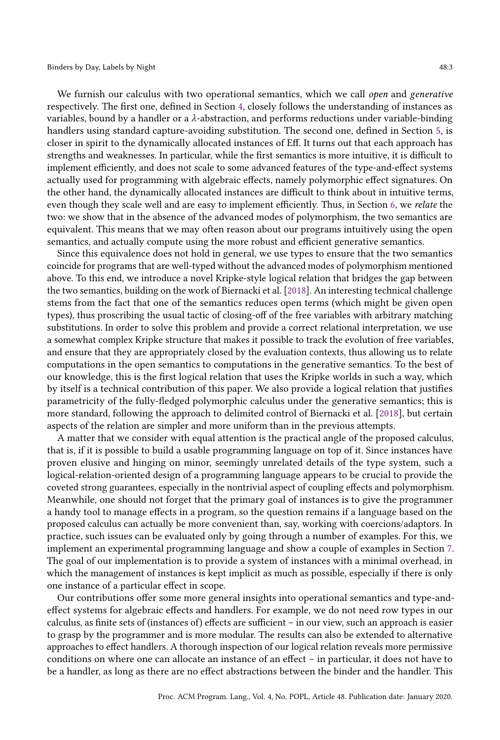We furnish our calculus with two operational semantics, which we call *open* and *generative* respectively. The first one, defined in Section 4, closely follows the understanding of instances as variables, bound by a handler or a $\lambda$-abstraction, and performs reductions under variable-binding handlers using standard capture-avoiding substitution. The second one, defined in Section 5, is closer in spirit to the dynamically allocated instances of Eff. It turns out that each approach has strengths and weaknesses. In particular, while the first semantics is more intuitive, it is difficult to implement efficiently, and does not scale to some advanced features of the type-and-effect systems actually used for programming with algebraic effects, namely polymorphic effect signatures. On the other hand, the dynamically allocated instances are difficult to think about in intuitive terms, even though they scale well and are easy to implement efficiently. Thus, in Section 6, we *relate* the two: we show that in the absence of the advanced modes of polymorphism, the two semantics are equivalent. This means that we may often reason about our programs intuitively using the open semantics, and actually compute using the more robust and efficient generative semantics.

Since this equivalence does not hold in general, we use types to ensure that the two semantics coincide for programs that are well-typed without the advanced modes of polymorphism mentioned above. To this end, we introduce a novel Kripke-style logical relation that bridges the gap between the two semantics, building on the work of Biernacki et al. [2018]. An interesting technical challenge stems from the fact that one of the semantics reduces open terms (which might be given open types), thus proscribing the usual tactic of closing-off of the free variables with arbitrary matching substitutions. In order to solve this problem and provide a correct relational interpretation, we use a somewhat complex Kripke structure that makes it possible to track the evolution of free variables, and ensure that they are appropriately closed by the evaluation contexts, thus allowing us to relate computations in the open semantics to computations in the generative semantics. To the best of our knowledge, this is the first logical relation that uses the Kripke worlds in such a way, which by itself is a technical contribution of this paper. We also provide a logical relation that justifies parametricity of the fully-fledged polymorphic calculus under the generative semantics; this is more standard, following the approach to delimited control of Biernacki et al. [2018], but certain aspects of the relation are simpler and more uniform than in the previous attempts.

A matter that we consider with equal attention is the practical angle of the proposed calculus, that is, if it is possible to build a usable programming language on top of it. Since instances have proven elusive and hinging on minor, seemingly unrelated details of the type system, such a logical-relation-oriented design of a programming language appears to be crucial to provide the coveted strong guarantees, especially in the nontrivial aspect of coupling effects and polymorphism. Meanwhile, one should not forget that the primary goal of instances is to give the programmer a handy tool to manage effects in a program, so the question remains if a language based on the proposed calculus can actually be more convenient than, say, working with coercions/adaptors. In practice, such issues can be evaluated only by going through a number of examples. For this, we implement an experimental programming language and show a couple of examples in Section 7. The goal of our implementation is to provide a system of instances with a minimal overhead, in which the management of instances is kept implicit as much as possible, especially if there is only one instance of a particular effect in scope.

Our contributions offer some more general insights into operational semantics and type-and-effect systems for algebraic effects and handlers. For example, we do not need row types in our calculus, as finite sets of (instances of) effects are sufficient – in our view, such an approach is easier to grasp by the programmer and is more modular. The results can also be extended to alternative approaches to effect handlers. A thorough inspection of our logical relation reveals more permissive conditions on where one can allocate an instance of an effect – in particular, it does not have to be a handler, as long as there are no effect abstractions between the binder and the handler. This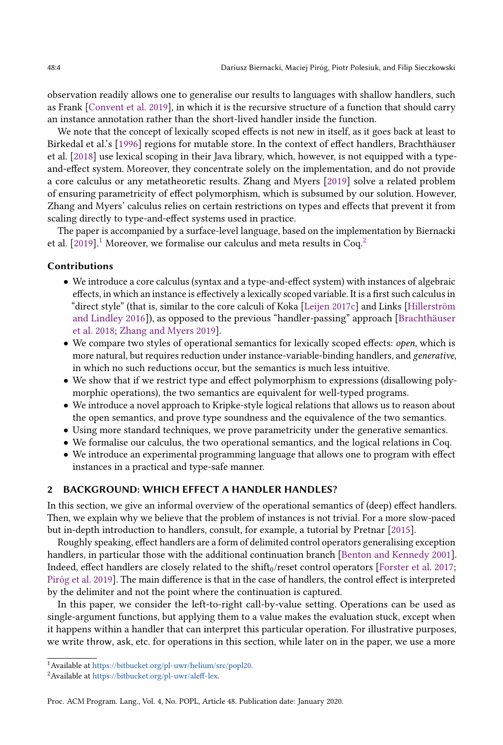observation readily allows one to generalise our results to languages with shallow handlers, such as Frank [Convent et al. 2019], in which it is the recursive structure of a function that should carry an instance annotation rather than the short-lived handler inside the function.

We note that the concept of lexically scoped effects is not new in itself, as it goes back at least to Birkedal et al.'s [1996] regions for mutable store. In the context of effect handlers, Brachthäuser et al. [2018] use lexical scoping in their Java library, which, however, is not equipped with a type-and-effect system. Moreover, they concentrate solely on the implementation, and do not provide a core calculus or any metatheoretic results. Zhang and Myers [2019] solve a related problem of ensuring parametricity of effect polymorphism, which is subsumed by our solution. However, Zhang and Myers' calculus relies on certain restrictions on types and effects that prevent it from scaling directly to type-and-effect systems used in practice.

The paper is accompanied by a surface-level language, based on the implementation by Biernacki et al. [2019].[1] Moreover, we formalise our calculus and meta results in Coq.[2]

### Contributions

- We introduce a core calculus (syntax and a type-and-effect system) with instances of algebraic effects, in which an instance is effectively a lexically scoped variable. It is a first such calculus in "direct style" (that is, similar to the core calculi of Koka [Leijen 2017c] and Links [Hillerström and Lindley 2016]), as opposed to the previous "handler-passing" approach [Brachthäuser et al. 2018; Zhang and Myers 2019].
- We compare two styles of operational semantics for lexically scoped effects: *open*, which is more natural, but requires reduction under instance-variable-binding handlers, and *generative*, in which no such reductions occur, but the semantics is much less intuitive.
- We show that if we restrict type and effect polymorphism to expressions (disallowing polymorphic operations), the two semantics are equivalent for well-typed programs.
- We introduce a novel approach to Kripke-style logical relations that allows us to reason about the open semantics, and prove type soundness and the equivalence of the two semantics.
- Using more standard techniques, we prove parametricity under the generative semantics.
- We formalise our calculus, the two operational semantics, and the logical relations in Coq.
- We introduce an experimental programming language that allows one to program with effect instances in a practical and type-safe manner.

## 2 BACKGROUND: WHICH EFFECT A HANDLER HANDLES?

In this section, we give an informal overview of the operational semantics of (deep) effect handlers. Then, we explain why we believe that the problem of instances is not trivial. For a more slow-paced but in-depth introduction to handlers, consult, for example, a tutorial by Pretnar [2015].

Roughly speaking, effect handlers are a form of delimited control operators generalising exception handlers, in particular those with the additional continuation branch [Benton and Kennedy 2001]. Indeed, effect handlers are closely related to the $\text{shift}_0$/reset control operators [Forster et al. 2017; Piróg et al. 2019]. The main difference is that in the case of handlers, the control effect is interpreted by the delimiter and not the point where the continuation is captured.

In this paper, we consider the left-to-right call-by-value setting. Operations can be used as single-argument functions, but applying them to a value makes the evaluation stuck, except when it happens within a handler that can interpret this particular operation. For illustrative purposes, we write throw, ask, etc. for operations in this section, while later on in the paper, we use a more

[1] Available at https://bitbucket.org/pl-uwr/helium/src/popl20.

[2] Available at https://bitbucket.org/pl-uwr/aleff-lex.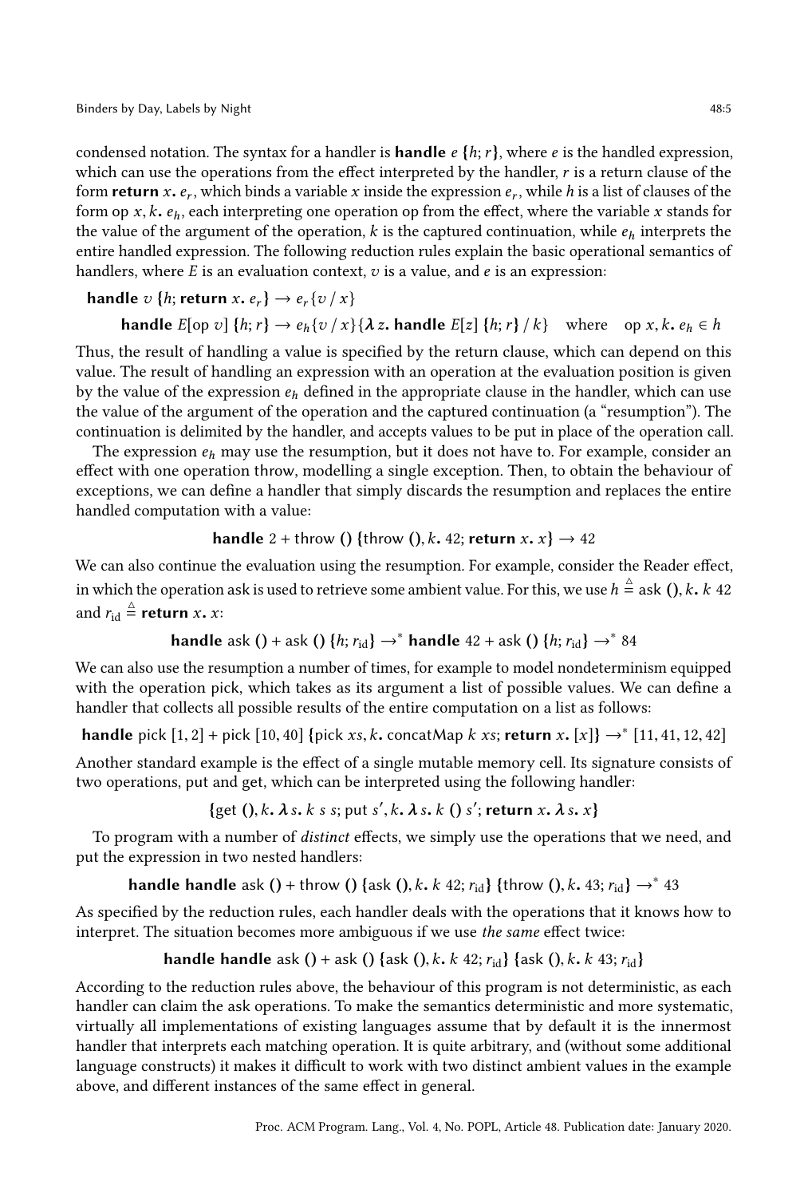condensed notation. The syntax for a handler is **handle** $e$ $\{h; r\}$, where $e$ is the handled expression, which can use the operations from the effect interpreted by the handler, $r$ is a return clause of the form **return** $x.\ e_r$, which binds a variable $x$ inside the expression $e_r$, while $h$ is a list of clauses of the form $\mathsf{op}\ x, k.\ e_h$, each interpreting one operation op from the effect, where the variable $x$ stands for the value of the argument of the operation, $k$ is the captured continuation, while $e_h$ interprets the entire handled expression. The following reduction rules explain the basic operational semantics of handlers, where $E$ is an evaluation context, $v$ is a value, and $e$ is an expression:

$$\textbf{handle}\ v\ \{h; \textbf{return}\ x.\ e_r\} \rightarrow e_r\{v / x\}$$

$$\textbf{handle}\ E[\mathsf{op}\ v]\ \{h; r\} \rightarrow e_h\{v / x\}\{\boldsymbol{\lambda} z.\ \textbf{handle}\ E[z]\ \{h; r\} / k\} \quad \text{where} \quad \mathsf{op}\ x, k.\ e_h \in h$$

Thus, the result of handling a value is specified by the return clause, which can depend on this value. The result of handling an expression with an operation at the evaluation position is given by the value of the expression $e_h$ defined in the appropriate clause in the handler, which can use the value of the argument of the operation and the captured continuation (a "resumption"). The continuation is delimited by the handler, and accepts values to be put in place of the operation call.

The expression $e_h$ may use the resumption, but it does not have to. For example, consider an effect with one operation throw, modelling a single exception. Then, to obtain the behaviour of exceptions, we can define a handler that simply discards the resumption and replaces the entire handled computation with a value:

$$\textbf{handle}\ 2 + \mathsf{throw}\ ()\ \{\mathsf{throw}\ (), k.\ 42; \textbf{return}\ x.\ x\} \rightarrow 42$$

We can also continue the evaluation using the resumption. For example, consider the Reader effect, in which the operation ask is used to retrieve some ambient value. For this, we use $h \triangleq \mathsf{ask}\ (), k.\ k\ 42$ and $r_{\mathrm{id}} \triangleq \textbf{return}\ x.\ x$:

$$\textbf{handle}\ \mathsf{ask}\ () + \mathsf{ask}\ ()\ \{h; r_{\mathrm{id}}\} \rightarrow^* \textbf{handle}\ 42 + \mathsf{ask}\ ()\ \{h; r_{\mathrm{id}}\} \rightarrow^* 84$$

We can also use the resumption a number of times, for example to model nondeterminism equipped with the operation pick, which takes as its argument a list of possible values. We can define a handler that collects all possible results of the entire computation on a list as follows:

$$\textbf{handle}\ \mathsf{pick}\ [1, 2] + \mathsf{pick}\ [10, 40]\ \{\mathsf{pick}\ xs, k.\ \mathsf{concatMap}\ k\ xs; \textbf{return}\ x.\ [x]\} \rightarrow^* [11, 41, 12, 42]$$

Another standard example is the effect of a single mutable memory cell. Its signature consists of two operations, put and get, which can be interpreted using the following handler:

$$\{\mathsf{get}\ (), k.\ \boldsymbol{\lambda} s.\ k\ s\ s; \mathsf{put}\ s', k.\ \boldsymbol{\lambda} s.\ k\ ()\ s'; \textbf{return}\ x.\ \boldsymbol{\lambda} s.\ x\}$$

To program with a number of *distinct* effects, we simply use the operations that we need, and put the expression in two nested handlers:

$$\textbf{handle}\ \textbf{handle}\ \mathsf{ask}\ () + \mathsf{throw}\ ()\ \{\mathsf{ask}\ (), k.\ k\ 42; r_{\mathrm{id}}\}\ \{\mathsf{throw}\ (), k.\ 43; r_{\mathrm{id}}\} \rightarrow^* 43$$

As specified by the reduction rules, each handler deals with the operations that it knows how to interpret. The situation becomes more ambiguous if we use *the same* effect twice:

$$\textbf{handle}\ \textbf{handle}\ \mathsf{ask}\ () + \mathsf{ask}\ ()\ \{\mathsf{ask}\ (), k.\ k\ 42; r_{\mathrm{id}}\}\ \{\mathsf{ask}\ (), k.\ k\ 43; r_{\mathrm{id}}\}$$

According to the reduction rules above, the behaviour of this program is not deterministic, as each handler can claim the ask operations. To make the semantics deterministic and more systematic, virtually all implementations of existing languages assume that by default it is the innermost handler that interprets each matching operation. It is quite arbitrary, and (without some additional language constructs) it makes it difficult to work with two distinct ambient values in the example above, and different instances of the same effect in general.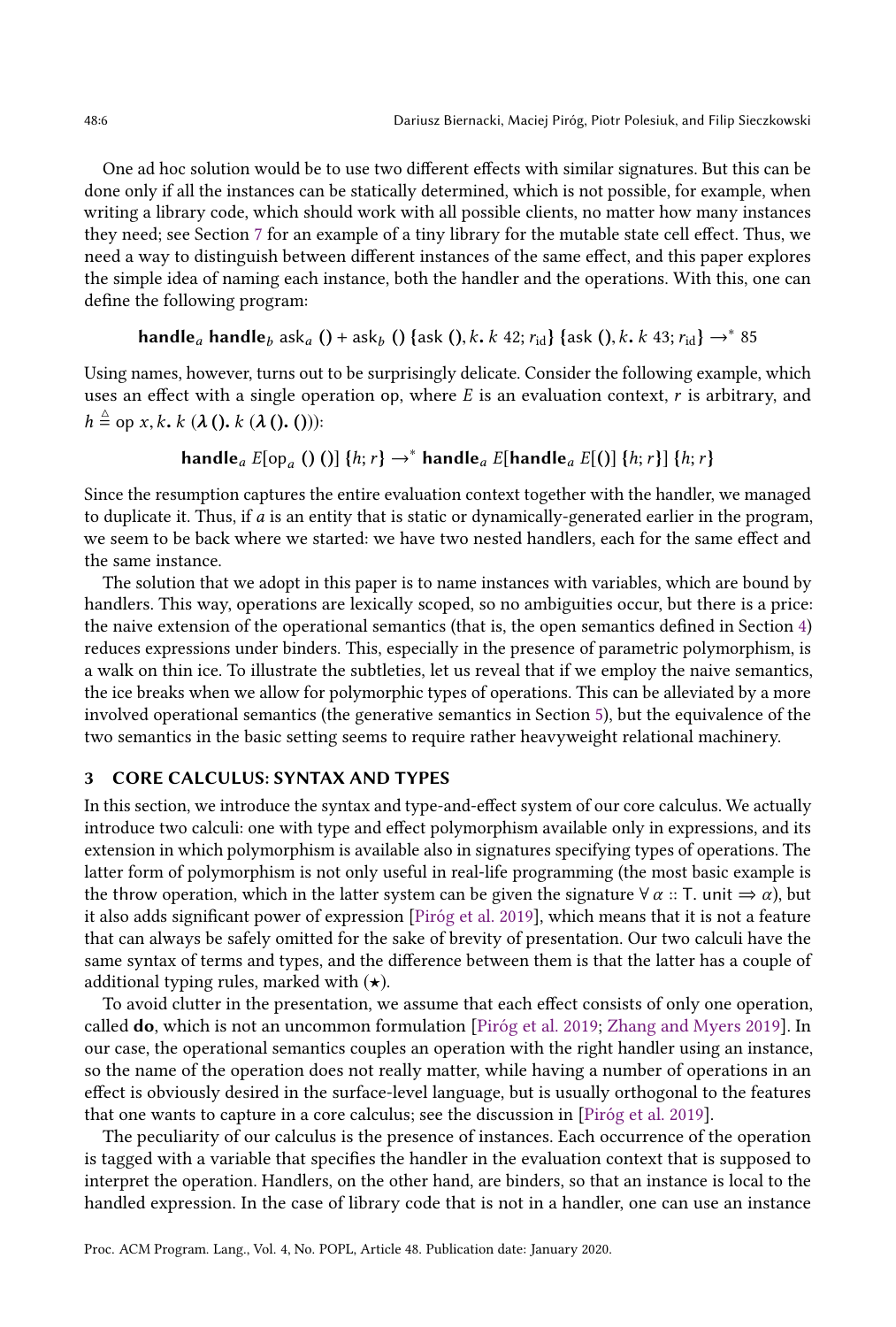One ad hoc solution would be to use two different effects with similar signatures. But this can be done only if all the instances can be statically determined, which is not possible, for example, when writing a library code, which should work with all possible clients, no matter how many instances they need; see Section 7 for an example of a tiny library for the mutable state cell effect. Thus, we need a way to distinguish between different instances of the same effect, and this paper explores the simple idea of naming each instance, both the handler and the operations. With this, one can define the following program:

$$\textbf{handle}_a\ \textbf{handle}_b\ \mathsf{ask}_a\ ()+\mathsf{ask}_b\ ()\ \{\mathsf{ask}\ (), k.\ k\ 42; r_{\mathrm{id}}\}\ \{\mathsf{ask}\ (), k.\ k\ 43; r_{\mathrm{id}}\} \to^* 85$$

Using names, however, turns out to be surprisingly delicate. Consider the following example, which uses an effect with a single operation op, where $E$ is an evaluation context, $r$ is arbitrary, and $h \triangleq \mathsf{op}\ x, k.\ k\ (\boldsymbol{\lambda}\, ().\ k\ (\boldsymbol{\lambda}\, ().\ ()))$:

$$\textbf{handle}_a\ E[\mathsf{op}_a\ ()\ ()]\ \{h; r\} \to^* \textbf{handle}_a\ E[\textbf{handle}_a\ E[()]\ \{h; r\}]\ \{h; r\}$$

Since the resumption captures the entire evaluation context together with the handler, we managed to duplicate it. Thus, if $a$ is an entity that is static or dynamically-generated earlier in the program, we seem to be back where we started: we have two nested handlers, each for the same effect and the same instance.

The solution that we adopt in this paper is to name instances with variables, which are bound by handlers. This way, operations are lexically scoped, so no ambiguities occur, but there is a price: the naive extension of the operational semantics (that is, the open semantics defined in Section 4) reduces expressions under binders. This, especially in the presence of parametric polymorphism, is a walk on thin ice. To illustrate the subtleties, let us reveal that if we employ the naive semantics, the ice breaks when we allow for polymorphic types of operations. This can be alleviated by a more involved operational semantics (the generative semantics in Section 5), but the equivalence of the two semantics in the basic setting seems to require rather heavyweight relational machinery.

## 3 CORE CALCULUS: SYNTAX AND TYPES

In this section, we introduce the syntax and type-and-effect system of our core calculus. We actually introduce two calculi: one with type and effect polymorphism available only in expressions, and its extension in which polymorphism is available also in signatures specifying types of operations. The latter form of polymorphism is not only useful in real-life programming (the most basic example is the throw operation, which in the latter system can be given the signature $\forall\, \alpha :: \mathsf{T}.\ \mathsf{unit} \Rightarrow \alpha$), but it also adds significant power of expression [Piróg et al. 2019], which means that it is not a feature that can always be safely omitted for the sake of brevity of presentation. Our two calculi have the same syntax of terms and types, and the difference between them is that the latter has a couple of additional typing rules, marked with ($\star$).

To avoid clutter in the presentation, we assume that each effect consists of only one operation, called **do**, which is not an uncommon formulation [Piróg et al. 2019; Zhang and Myers 2019]. In our case, the operational semantics couples an operation with the right handler using an instance, so the name of the operation does not really matter, while having a number of operations in an effect is obviously desired in the surface-level language, but is usually orthogonal to the features that one wants to capture in a core calculus; see the discussion in [Piróg et al. 2019].

The peculiarity of our calculus is the presence of instances. Each occurrence of the operation is tagged with a variable that specifies the handler in the evaluation context that is supposed to interpret the operation. Handlers, on the other hand, are binders, so that an instance is local to the handled expression. In the case of library code that is not in a handler, one can use an instance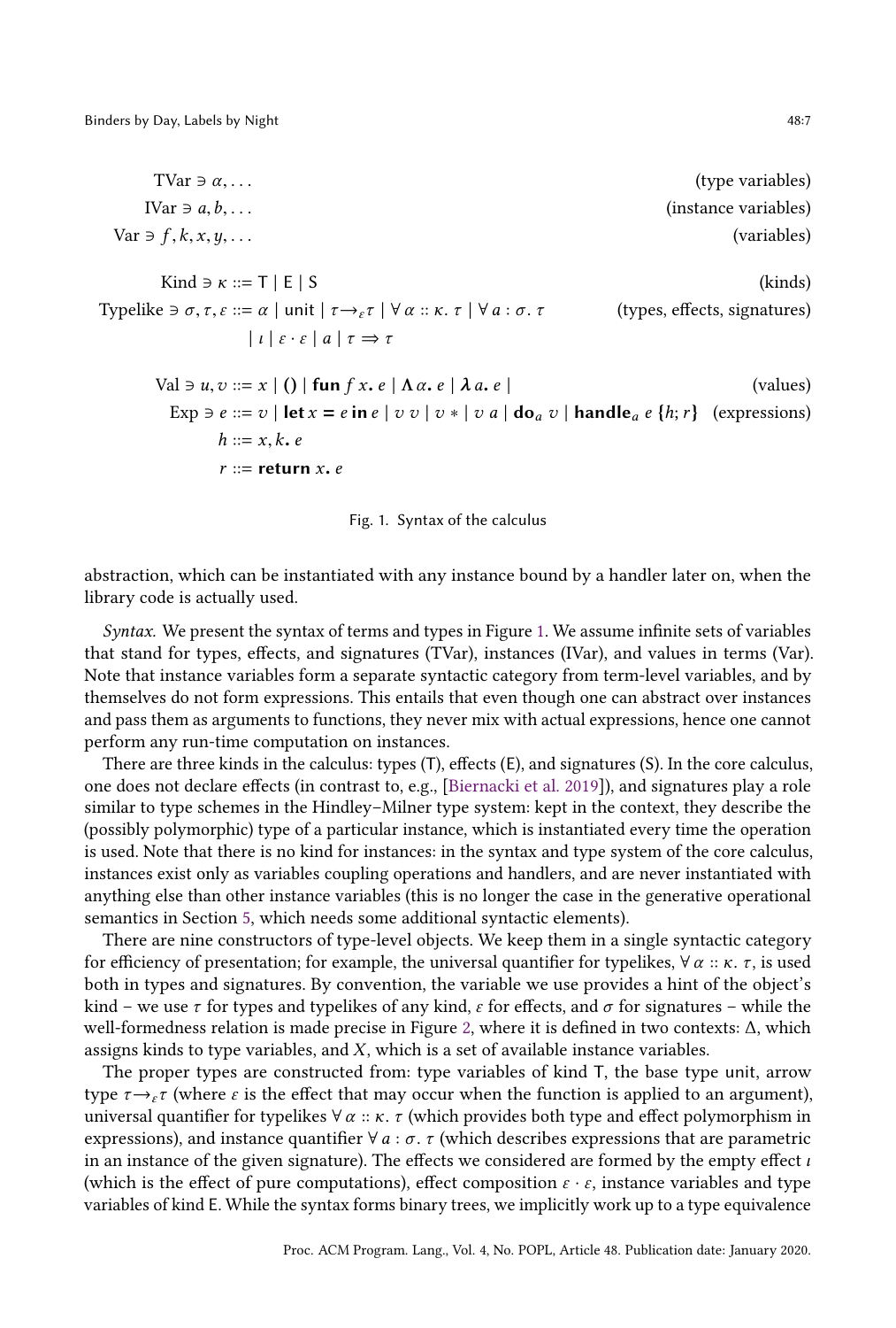$$
\begin{array}{rlr}
\text{TVar} \ni \alpha, \ldots & & \text{(type variables)} \\
\text{IVar} \ni a, b, \ldots & & \text{(instance variables)} \\
\text{Var} \ni f, k, x, y, \ldots & & \text{(variables)}
\end{array}
$$

$$
\begin{array}{rlr}
\text{Kind} \ni \kappa & ::= \mathsf{T} \mid \mathsf{E} \mid \mathsf{S} & \text{(kinds)} \\
\text{Typelike} \ni \sigma, \tau, \varepsilon & ::= \alpha \mid \mathsf{unit} \mid \tau \rightarrow_{\varepsilon} \tau \mid \forall\, \alpha :: \kappa.\, \tau \mid \forall\, a : \sigma.\, \tau & \text{(types, effects, signatures)} \\
& \quad \mid \iota \mid \varepsilon \cdot \varepsilon \mid a \mid \tau \Rightarrow \tau &
\end{array}
$$

$$
\begin{array}{rlr}
\text{Val} \ni u, v & ::= x \mid () \mid \mathbf{fun}\, f\, x.\, e \mid \Lambda\, \alpha.\, e \mid \boldsymbol{\lambda}\, a.\, e \mid & \text{(values)} \\
\text{Exp} \ni e & ::= v \mid \mathbf{let}\, x = e\, \mathbf{in}\, e \mid v\ v \mid v\, * \mid v\ a \mid \mathbf{do}_a\ v \mid \mathbf{handle}_a\ e\ \{h; r\} & \text{(expressions)} \\
h & ::= x, k.\, e & \\
r & ::= \mathbf{return}\ x.\, e &
\end{array}
$$

Fig. 1. Syntax of the calculus

abstraction, which can be instantiated with any instance bound by a handler later on, when the library code is actually used.

*Syntax.* We present the syntax of terms and types in Figure 1. We assume infinite sets of variables that stand for types, effects, and signatures (TVar), instances (IVar), and values in terms (Var). Note that instance variables form a separate syntactic category from term-level variables, and by themselves do not form expressions. This entails that even though one can abstract over instances and pass them as arguments to functions, they never mix with actual expressions, hence one cannot perform any run-time computation on instances.

There are three kinds in the calculus: types (T), effects (E), and signatures (S). In the core calculus, one does not declare effects (in contrast to, e.g., [Biernacki et al. 2019]), and signatures play a role similar to type schemes in the Hindley–Milner type system: kept in the context, they describe the (possibly polymorphic) type of a particular instance, which is instantiated every time the operation is used. Note that there is no kind for instances: in the syntax and type system of the core calculus, instances exist only as variables coupling operations and handlers, and are never instantiated with anything else than other instance variables (this is no longer the case in the generative operational semantics in Section 5, which needs some additional syntactic elements).

There are nine constructors of type-level objects. We keep them in a single syntactic category for efficiency of presentation; for example, the universal quantifier for typelikes, $\forall\, \alpha :: \kappa.\, \tau$, is used both in types and signatures. By convention, the variable we use provides a hint of the object's kind – we use $\tau$ for types and typelikes of any kind, $\varepsilon$ for effects, and $\sigma$ for signatures – while the well-formedness relation is made precise in Figure 2, where it is defined in two contexts: $\Delta$, which assigns kinds to type variables, and $X$, which is a set of available instance variables.

The proper types are constructed from: type variables of kind T, the base type unit, arrow type $\tau \rightarrow_{\varepsilon} \tau$ (where $\varepsilon$ is the effect that may occur when the function is applied to an argument), universal quantifier for typelikes $\forall\, \alpha :: \kappa.\, \tau$ (which provides both type and effect polymorphism in expressions), and instance quantifier $\forall\, a : \sigma.\, \tau$ (which describes expressions that are parametric in an instance of the given signature). The effects we considered are formed by the empty effect $\iota$ (which is the effect of pure computations), effect composition $\varepsilon \cdot \varepsilon$, instance variables and type variables of kind E. While the syntax forms binary trees, we implicitly work up to a type equivalence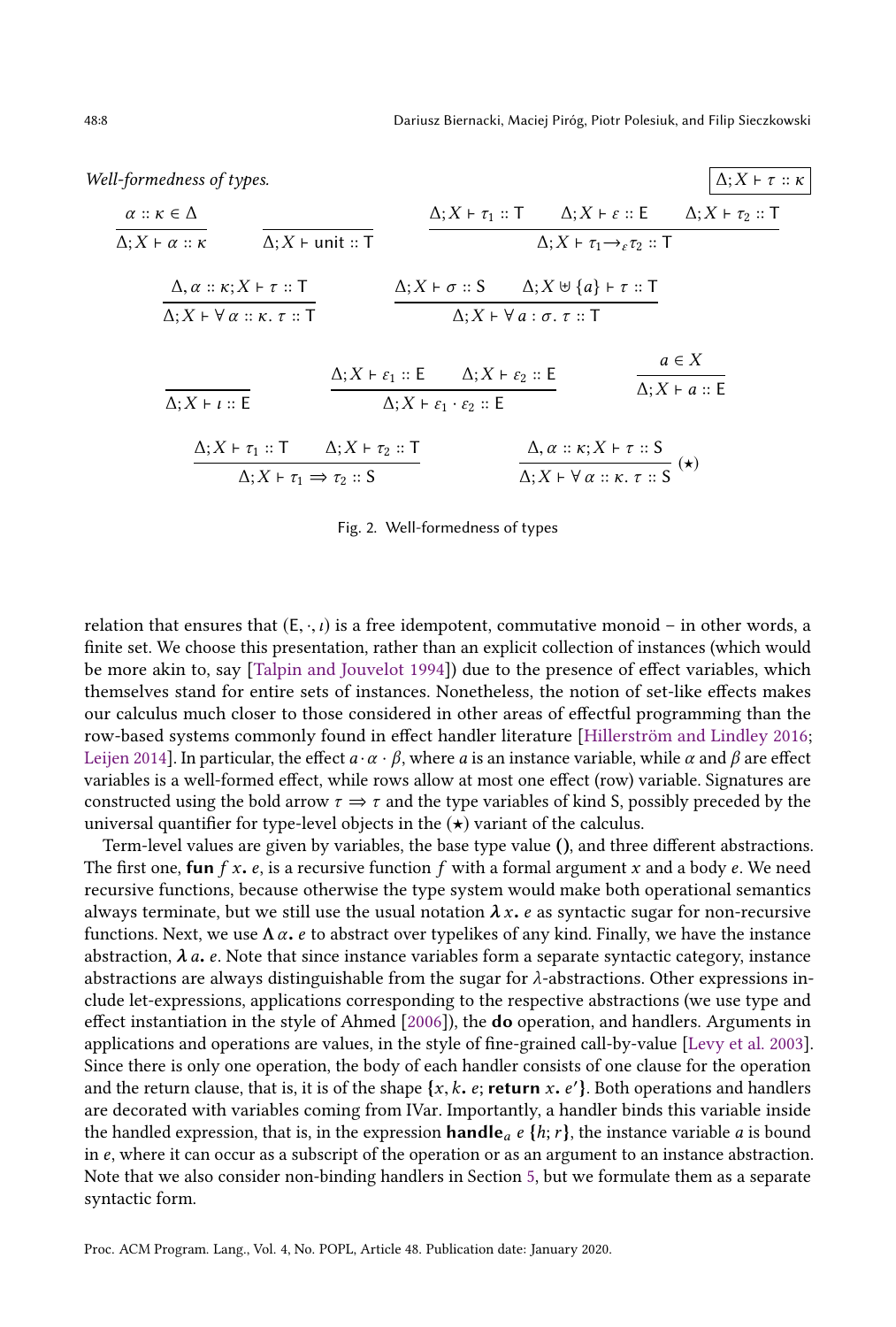*Well-formedness of types.* $\boxed{\Delta; X \vdash \tau :: \kappa}$

$$\frac{\alpha :: \kappa \in \Delta}{\Delta; X \vdash \alpha :: \kappa} \qquad \frac{}{\Delta; X \vdash \mathsf{unit} :: \mathsf{T}} \qquad \frac{\Delta; X \vdash \tau_1 :: \mathsf{T} \qquad \Delta; X \vdash \varepsilon :: \mathsf{E} \qquad \Delta; X \vdash \tau_2 :: \mathsf{T}}{\Delta; X \vdash \tau_1 \to_\varepsilon \tau_2 :: \mathsf{T}}$$

$$\frac{\Delta, \alpha :: \kappa; X \vdash \tau :: \mathsf{T}}{\Delta; X \vdash \forall\, \alpha :: \kappa.\, \tau :: \mathsf{T}} \qquad \frac{\Delta; X \vdash \sigma :: \mathsf{S} \qquad \Delta; X \uplus \{a\} \vdash \tau :: \mathsf{T}}{\Delta; X \vdash \forall\, a : \sigma.\, \tau :: \mathsf{T}}$$

$$\frac{}{\Delta; X \vdash \iota :: \mathsf{E}} \qquad \frac{\Delta; X \vdash \varepsilon_1 :: \mathsf{E} \qquad \Delta; X \vdash \varepsilon_2 :: \mathsf{E}}{\Delta; X \vdash \varepsilon_1 \cdot \varepsilon_2 :: \mathsf{E}} \qquad \frac{a \in X}{\Delta; X \vdash a :: \mathsf{E}}$$

$$\frac{\Delta; X \vdash \tau_1 :: \mathsf{T} \qquad \Delta; X \vdash \tau_2 :: \mathsf{T}}{\Delta; X \vdash \tau_1 \Rightarrow \tau_2 :: \mathsf{S}} \qquad \frac{\Delta, \alpha :: \kappa; X \vdash \tau :: \mathsf{S}}{\Delta; X \vdash \forall\, \alpha :: \kappa.\, \tau :: \mathsf{S}}\ (\star)$$

Fig. 2. Well-formedness of types

relation that ensures that $(\mathsf{E}, \cdot, \iota)$ is a free idempotent, commutative monoid – in other words, a finite set. We choose this presentation, rather than an explicit collection of instances (which would be more akin to, say [Talpin and Jouvelot 1994]) due to the presence of effect variables, which themselves stand for entire sets of instances. Nonetheless, the notion of set-like effects makes our calculus much closer to those considered in other areas of effectful programming than the row-based systems commonly found in effect handler literature [Hillerström and Lindley 2016; Leijen 2014]. In particular, the effect $a \cdot \alpha \cdot \beta$, where $a$ is an instance variable, while $\alpha$ and $\beta$ are effect variables is a well-formed effect, while rows allow at most one effect (row) variable. Signatures are constructed using the bold arrow $\tau \Rightarrow \tau$ and the type variables of kind S, possibly preceded by the universal quantifier for type-level objects in the $(\star)$ variant of the calculus.

Term-level values are given by variables, the base type value $()$, and three different abstractions. The first one, $\mathbf{fun}\ f\ x.\ e$, is a recursive function $f$ with a formal argument $x$ and a body $e$. We need recursive functions, because otherwise the type system would make both operational semantics always terminate, but we still use the usual notation $\boldsymbol{\lambda}\, x.\ e$ as syntactic sugar for non-recursive functions. Next, we use $\Lambda\, \alpha.\ e$ to abstract over typelikes of any kind. Finally, we have the instance abstraction, $\boldsymbol{\lambda}\, a.\ e$. Note that since instance variables form a separate syntactic category, instance abstractions are always distinguishable from the sugar for $\lambda$-abstractions. Other expressions include let-expressions, applications corresponding to the respective abstractions (we use type and effect instantiation in the style of Ahmed [2006]), the **do** operation, and handlers. Arguments in applications and operations are values, in the style of fine-grained call-by-value [Levy et al. 2003]. Since there is only one operation, the body of each handler consists of one clause for the operation and the return clause, that is, it is of the shape $\{x, k.\ e;\ \mathbf{return}\ x.\ e'\}$. Both operations and handlers are decorated with variables coming from IVar. Importantly, a handler binds this variable inside the handled expression, that is, in the expression $\mathbf{handle}_a\ e\ \{h; r\}$, the instance variable $a$ is bound in $e$, where it can occur as a subscript of the operation or as an argument to an instance abstraction. Note that we also consider non-binding handlers in Section 5, but we formulate them as a separate syntactic form.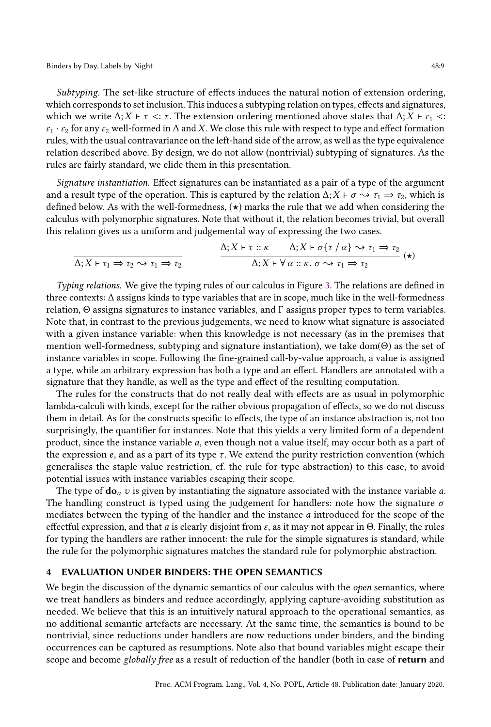*Subtyping.* The set-like structure of effects induces the natural notion of extension ordering, which corresponds to set inclusion. This induces a subtyping relation on types, effects and signatures, which we write $\Delta; X \vdash \tau <: \tau$. The extension ordering mentioned above states that $\Delta; X \vdash \varepsilon_1 <: \varepsilon_1 \cdot \varepsilon_2$ for any $\varepsilon_2$ well-formed in $\Delta$ and $X$. We close this rule with respect to type and effect formation rules, with the usual contravariance on the left-hand side of the arrow, as well as the type equivalence relation described above. By design, we do not allow (nontrivial) subtyping of signatures. As the rules are fairly standard, we elide them in this presentation.

*Signature instantiation.* Effect signatures can be instantiated as a pair of a type of the argument and a result type of the operation. This is captured by the relation $\Delta; X \vdash \sigma \rightsquigarrow \tau_1 \Rightarrow \tau_2$, which is defined below. As with the well-formedness, ($\star$) marks the rule that we add when considering the calculus with polymorphic signatures. Note that without it, the relation becomes trivial, but overall this relation gives us a uniform and judgemental way of expressing the two cases.

$$\frac{}{\Delta; X \vdash \tau_1 \Rightarrow \tau_2 \rightsquigarrow \tau_1 \Rightarrow \tau_2} \qquad \frac{\Delta; X \vdash \tau :: \kappa \qquad \Delta; X \vdash \sigma\{\tau \,/\, \alpha\} \rightsquigarrow \tau_1 \Rightarrow \tau_2}{\Delta; X \vdash \forall\, \alpha :: \kappa.\, \sigma \rightsquigarrow \tau_1 \Rightarrow \tau_2}\ (\star)$$

*Typing relations.* We give the typing rules of our calculus in Figure 3. The relations are defined in three contexts: $\Delta$ assigns kinds to type variables that are in scope, much like in the well-formedness relation, $\Theta$ assigns signatures to instance variables, and $\Gamma$ assigns proper types to term variables. Note that, in contrast to the previous judgements, we need to know what signature is associated with a given instance variable: when this knowledge is not necessary (as in the premises that mention well-formedness, subtyping and signature instantiation), we take $\mathrm{dom}(\Theta)$ as the set of instance variables in scope. Following the fine-grained call-by-value approach, a value is assigned a type, while an arbitrary expression has both a type and an effect. Handlers are annotated with a signature that they handle, as well as the type and effect of the resulting computation.

The rules for the constructs that do not really deal with effects are as usual in polymorphic lambda-calculi with kinds, except for the rather obvious propagation of effects, so we do not discuss them in detail. As for the constructs specific to effects, the type of an instance abstraction is, not too surprisingly, the quantifier for instances. Note that this yields a very limited form of a dependent product, since the instance variable $a$, even though not a value itself, may occur both as a part of the expression $e$, and as a part of its type $\tau$. We extend the purity restriction convention (which generalises the staple value restriction, cf. the rule for type abstraction) to this case, to avoid potential issues with instance variables escaping their scope.

The type of $\mathbf{do}_a\ v$ is given by instantiating the signature associated with the instance variable $a$. The handling construct is typed using the judgement for handlers: note how the signature $\sigma$ mediates between the typing of the handler and the instance $a$ introduced for the scope of the effectful expression, and that $a$ is clearly disjoint from $\varepsilon$, as it may not appear in $\Theta$. Finally, the rules for typing the handlers are rather innocent: the rule for the simple signatures is standard, while the rule for the polymorphic signatures matches the standard rule for polymorphic abstraction.

# 4 EVALUATION UNDER BINDERS: THE OPEN SEMANTICS

We begin the discussion of the dynamic semantics of our calculus with the *open* semantics, where we treat handlers as binders and reduce accordingly, applying capture-avoiding substitution as needed. We believe that this is an intuitively natural approach to the operational semantics, as no additional semantic artefacts are necessary. At the same time, the semantics is bound to be nontrivial, since reductions under handlers are now reductions under binders, and the binding occurrences can be captured as resumptions. Note also that bound variables might escape their scope and become *globally free* as a result of reduction of the handler (both in case of **return** and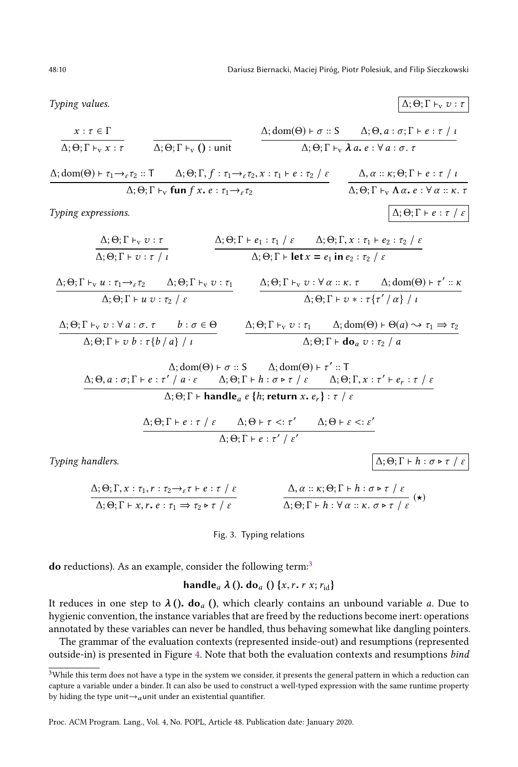*Typing values.* $\boxed{\Delta; \Theta; \Gamma \vdash_{\mathrm{v}} v : \tau}$

$$\frac{x : \tau \in \Gamma}{\Delta; \Theta; \Gamma \vdash_{\mathrm{v}} x : \tau} \qquad \frac{}{\Delta; \Theta; \Gamma \vdash_{\mathrm{v}} () : \mathsf{unit}} \qquad \frac{\Delta; \mathrm{dom}(\Theta) \vdash \sigma :: \mathsf{S} \qquad \Delta; \Theta, a : \sigma; \Gamma \vdash e : \tau \;/\; \iota}{\Delta; \Theta; \Gamma \vdash_{\mathrm{v}} \boldsymbol{\lambda}\, a.\, e : \forall\, a : \sigma.\, \tau}$$

$$\frac{\Delta; \mathrm{dom}(\Theta) \vdash \tau_1 \to_{\varepsilon} \tau_2 :: \mathsf{T} \qquad \Delta; \Theta; \Gamma, f : \tau_1 \to_{\varepsilon} \tau_2, x : \tau_1 \vdash e : \tau_2 \;/\; \varepsilon}{\Delta; \Theta; \Gamma \vdash_{\mathrm{v}} \mathbf{fun}\, f\, x.\, e : \tau_1 \to_{\varepsilon} \tau_2} \qquad \frac{\Delta, \alpha :: \kappa; \Theta; \Gamma \vdash e : \tau \;/\; \iota}{\Delta; \Theta; \Gamma \vdash_{\mathrm{v}} \boldsymbol{\Lambda}\, \alpha.\, e : \forall\, \alpha :: \kappa.\, \tau}$$

*Typing expressions.* $\boxed{\Delta; \Theta; \Gamma \vdash e : \tau \;/\; \varepsilon}$

$$\frac{\Delta; \Theta; \Gamma \vdash_{\mathrm{v}} v : \tau}{\Delta; \Theta; \Gamma \vdash v : \tau \;/\; \iota} \qquad \frac{\Delta; \Theta; \Gamma \vdash e_1 : \tau_1 \;/\; \varepsilon \qquad \Delta; \Theta; \Gamma, x : \tau_1 \vdash e_2 : \tau_2 \;/\; \varepsilon}{\Delta; \Theta; \Gamma \vdash \mathbf{let}\, x = e_1\, \mathbf{in}\, e_2 : \tau_2 \;/\; \varepsilon}$$

$$\frac{\Delta; \Theta; \Gamma \vdash_{\mathrm{v}} u : \tau_1 \to_{\varepsilon} \tau_2 \qquad \Delta; \Theta; \Gamma \vdash_{\mathrm{v}} v : \tau_1}{\Delta; \Theta; \Gamma \vdash u\, v : \tau_2 \;/\; \varepsilon} \qquad \frac{\Delta; \Theta; \Gamma \vdash_{\mathrm{v}} v : \forall\, \alpha :: \kappa.\, \tau \qquad \Delta; \mathrm{dom}(\Theta) \vdash \tau' :: \kappa}{\Delta; \Theta; \Gamma \vdash v * : \tau\{\tau' / \alpha\} \;/\; \iota}$$

$$\frac{\Delta; \Theta; \Gamma \vdash_{\mathrm{v}} v : \forall\, a : \sigma.\, \tau \qquad b : \sigma \in \Theta}{\Delta; \Theta; \Gamma \vdash v\, b : \tau\{b / a\} \;/\; \iota} \qquad \frac{\Delta; \Theta; \Gamma \vdash_{\mathrm{v}} v : \tau_1 \qquad \Delta; \mathrm{dom}(\Theta) \vdash \Theta(a) \rightsquigarrow \tau_1 \Rightarrow \tau_2}{\Delta; \Theta; \Gamma \vdash \mathbf{do}_a\, v : \tau_2 \;/\; a}$$

$$\frac{\begin{array}{c}\Delta; \mathrm{dom}(\Theta) \vdash \sigma :: \mathsf{S} \qquad \Delta; \mathrm{dom}(\Theta) \vdash \tau' :: \mathsf{T} \\ \Delta; \Theta, a : \sigma; \Gamma \vdash e : \tau' \;/\; a \cdot \varepsilon \qquad \Delta; \Theta; \Gamma \vdash h : \sigma \triangleright \tau \;/\; \varepsilon \qquad \Delta; \Theta; \Gamma, x : \tau' \vdash e_r : \tau \;/\; \varepsilon\end{array}}{\Delta; \Theta; \Gamma \vdash \mathbf{handle}_a\, e\, \{h; \mathbf{return}\, x.\, e_r\} : \tau \;/\; \varepsilon}$$

$$\frac{\Delta; \Theta; \Gamma \vdash e : \tau \;/\; \varepsilon \qquad \Delta; \Theta \vdash \tau <: \tau' \qquad \Delta; \Theta \vdash \varepsilon <: \varepsilon'}{\Delta; \Theta; \Gamma \vdash e : \tau' \;/\; \varepsilon'}$$

*Typing handlers.* $\boxed{\Delta; \Theta; \Gamma \vdash h : \sigma \triangleright \tau \;/\; \varepsilon}$

$$\frac{\Delta; \Theta; \Gamma, x : \tau_1, r : \tau_2 \to_{\varepsilon} \tau \vdash e : \tau \;/\; \varepsilon}{\Delta; \Theta; \Gamma \vdash x, r.\, e : \tau_1 \Rightarrow \tau_2 \triangleright \tau \;/\; \varepsilon} \qquad \frac{\Delta, \alpha :: \kappa; \Theta; \Gamma \vdash h : \sigma \triangleright \tau \;/\; \varepsilon}{\Delta; \Theta; \Gamma \vdash h : \forall\, \alpha :: \kappa.\, \sigma \triangleright \tau \;/\; \varepsilon}\ (\star)$$

Fig. 3. Typing relations

**do** reductions). As an example, consider the following term:[3]

$$\mathbf{handle}_a\; \boldsymbol{\lambda}\, ().\; \mathbf{do}_a\; ()\; \{x, r.\; r\; x; r_{\mathrm{id}}\}$$

It reduces in one step to $\boldsymbol{\lambda}\, ().\; \mathbf{do}_a\; ()$, which clearly contains an unbound variable $a$. Due to hygienic convention, the instance variables that are freed by the reductions become inert: operations annotated by these variables can never be handled, thus behaving somewhat like dangling pointers.

The grammar of the evaluation contexts (represented inside-out) and resumptions (represented outside-in) is presented in Figure 4. Note that both the evaluation contexts and resumptions *bind*

[3] While this term does not have a type in the system we consider, it presents the general pattern in which a reduction can capture a variable under a binder. It can also be used to construct a well-typed expression with the same runtime property by hiding the type $\mathsf{unit} \to_a \mathsf{unit}$ under an existential quantifier.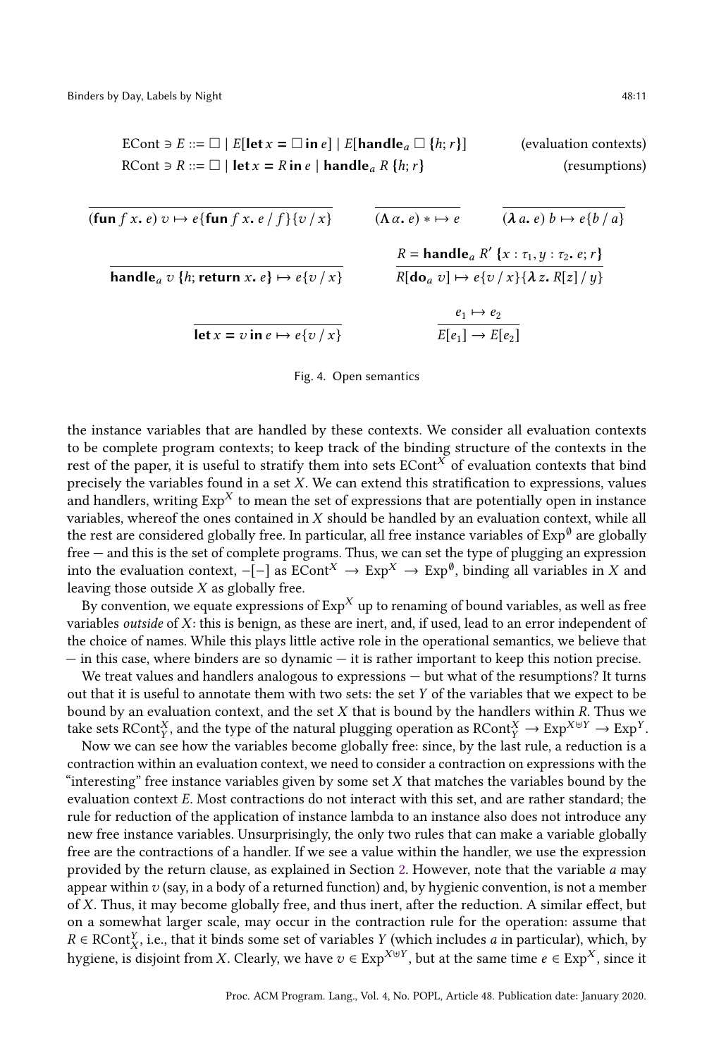$$\text{ECont} \ni E ::= \square \mid E[\textbf{let}\, x = \square\, \textbf{in}\, e] \mid E[\textbf{handle}_a\, \square\, \{h; r\}] \qquad \text{(evaluation contexts)}$$

$$\text{RCont} \ni R ::= \square \mid \textbf{let}\, x = R\, \textbf{in}\, e \mid \textbf{handle}_a\, R\, \{h; r\} \qquad \text{(resumptions)}$$

$$\frac{}{(\textbf{fun}\, f\, x.\, e)\; v \mapsto e\{\textbf{fun}\, f\, x.\, e \,/\, f\}\{v \,/\, x\}} \qquad \frac{}{(\Lambda\, \alpha.\, e) * \mapsto e} \qquad \frac{}{(\boldsymbol{\lambda}\, a.\, e)\; b \mapsto e\{b \,/\, a\}}$$

$$\frac{}{\textbf{handle}_a\, v\, \{h; \textbf{return}\, x.\, e\} \mapsto e\{v \,/\, x\}} \qquad \frac{R = \textbf{handle}_a\, R'\, \{x : \tau_1, y : \tau_2.\, e; r\}}{R[\textbf{do}_a\, v] \mapsto e\{v \,/\, x\}\{\boldsymbol{\lambda}\, z.\, R[z] \,/\, y\}}$$

$$\frac{}{\textbf{let}\, x = v\, \textbf{in}\, e \mapsto e\{v \,/\, x\}} \qquad \frac{e_1 \mapsto e_2}{E[e_1] \to E[e_2]}$$

Fig. 4. Open semantics

the instance variables that are handled by these contexts. We consider all evaluation contexts to be complete program contexts; to keep track of the binding structure of the contexts in the rest of the paper, it is useful to stratify them into sets $\text{ECont}^X$ of evaluation contexts that bind precisely the variables found in a set $X$. We can extend this stratification to expressions, values and handlers, writing $\text{Exp}^X$ to mean the set of expressions that are potentially open in instance variables, whereof the ones contained in $X$ should be handled by an evaluation context, while all the rest are considered globally free. In particular, all free instance variables of $\text{Exp}^\emptyset$ are globally free — and this is the set of complete programs. Thus, we can set the type of plugging an expression into the evaluation context, $-[-]$ as $\text{ECont}^X \to \text{Exp}^X \to \text{Exp}^\emptyset$, binding all variables in $X$ and leaving those outside $X$ as globally free.

By convention, we equate expressions of $\text{Exp}^X$ up to renaming of bound variables, as well as free variables *outside* of $X$: this is benign, as these are inert, and, if used, lead to an error independent of the choice of names. While this plays little active role in the operational semantics, we believe that — in this case, where binders are so dynamic — it is rather important to keep this notion precise.

We treat values and handlers analogous to expressions — but what of the resumptions? It turns out that it is useful to annotate them with two sets: the set $Y$ of the variables that we expect to be bound by an evaluation context, and the set $X$ that is bound by the handlers within $R$. Thus we take sets $\text{RCont}^X_Y$, and the type of the natural plugging operation as $\text{RCont}^X_Y \to \text{Exp}^{X \uplus Y} \to \text{Exp}^Y$.

Now we can see how the variables become globally free: since, by the last rule, a reduction is a contraction within an evaluation context, we need to consider a contraction on expressions with the "interesting" free instance variables given by some set $X$ that matches the variables bound by the evaluation context $E$. Most contractions do not interact with this set, and are rather standard; the rule for reduction of the application of instance lambda to an instance also does not introduce any new free instance variables. Unsurprisingly, the only two rules that can make a variable globally free are the contractions of a handler. If we see a value within the handler, we use the expression provided by the return clause, as explained in Section 2. However, note that the variable $a$ may appear within $v$ (say, in a body of a returned function) and, by hygienic convention, is not a member of $X$. Thus, it may become globally free, and thus inert, after the reduction. A similar effect, but on a somewhat larger scale, may occur in the contraction rule for the operation: assume that $R \in \text{RCont}^Y_X$, i.e., that it binds some set of variables $Y$ (which includes $a$ in particular), which, by hygiene, is disjoint from $X$. Clearly, we have $v \in \text{Exp}^{X \uplus Y}$, but at the same time $e \in \text{Exp}^X$, since it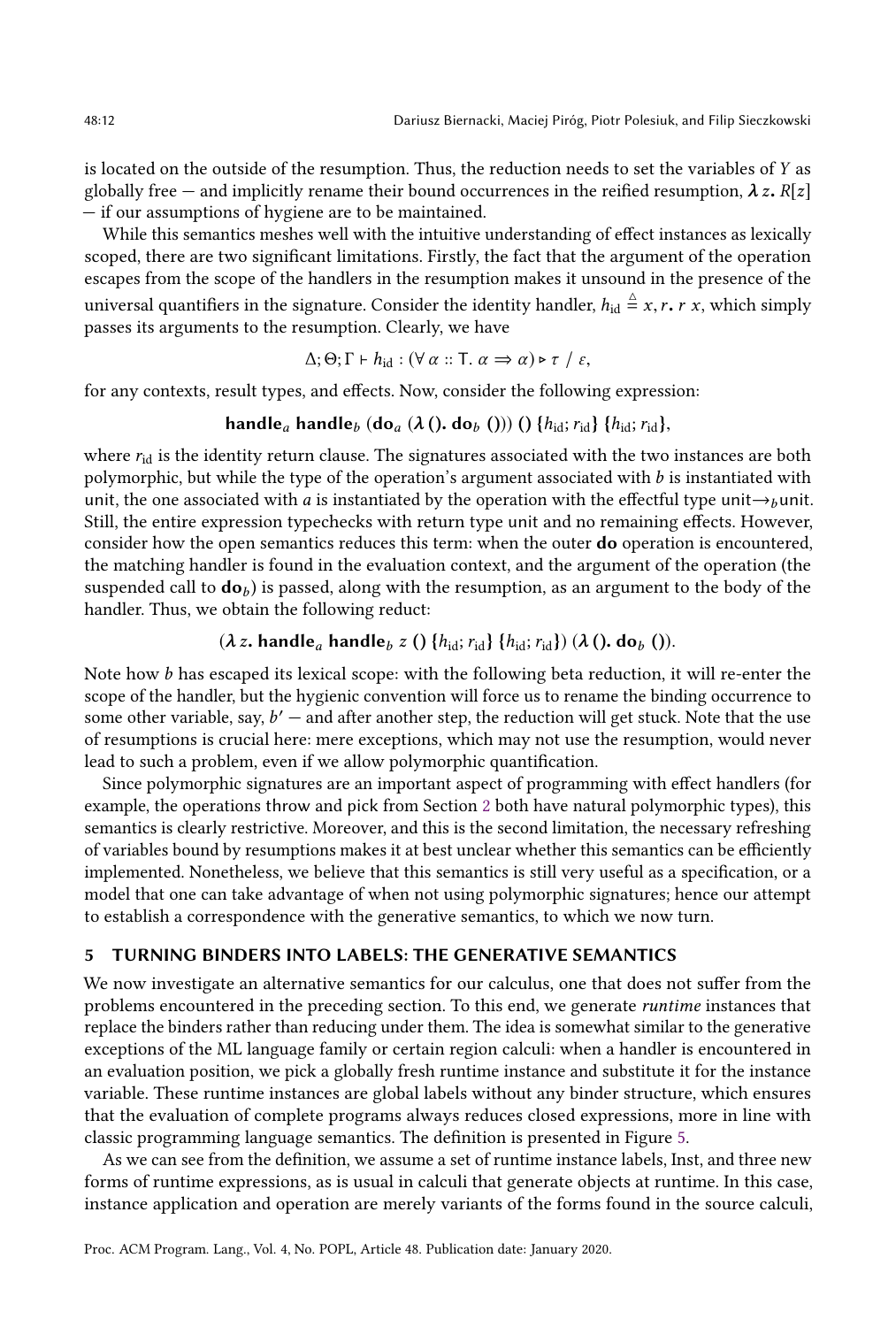is located on the outside of the resumption. Thus, the reduction needs to set the variables of $Y$ as globally free — and implicitly rename their bound occurrences in the reified resumption, $\boldsymbol{\lambda}\, z.\, R[z]$ — if our assumptions of hygiene are to be maintained.

While this semantics meshes well with the intuitive understanding of effect instances as lexically scoped, there are two significant limitations. Firstly, the fact that the argument of the operation escapes from the scope of the handlers in the resumption makes it unsound in the presence of the universal quantifiers in the signature. Consider the identity handler, $h_{\mathrm{id}} \triangleq x, r.\, r\ x$, which simply passes its arguments to the resumption. Clearly, we have

$$\Delta; \Theta; \Gamma \vdash h_{\mathrm{id}} : (\forall\, \alpha :: \mathsf{T}.\ \alpha \Rightarrow \alpha) \triangleright \tau \ /\ \varepsilon,$$

for any contexts, result types, and effects. Now, consider the following expression:

$$\mathbf{handle}_a\ \mathbf{handle}_b\ (\mathbf{do}_a\ (\boldsymbol{\lambda}\, ().\ \mathbf{do}_b\ ()))\ ()\ \{h_{\mathrm{id}}; r_{\mathrm{id}}\}\ \{h_{\mathrm{id}}; r_{\mathrm{id}}\},$$

where $r_{\mathrm{id}}$ is the identity return clause. The signatures associated with the two instances are both polymorphic, but while the type of the operation's argument associated with $b$ is instantiated with unit, the one associated with $a$ is instantiated by the operation with the effectful type $\mathsf{unit} \rightarrow_b \mathsf{unit}$. Still, the entire expression typechecks with return type unit and no remaining effects. However, consider how the open semantics reduces this term: when the outer **do** operation is encountered, the matching handler is found in the evaluation context, and the argument of the operation (the suspended call to $\mathbf{do}_b$) is passed, along with the resumption, as an argument to the body of the handler. Thus, we obtain the following reduct:

$$(\boldsymbol{\lambda}\, z.\ \mathbf{handle}_a\ \mathbf{handle}_b\ z\ ()\ \{h_{\mathrm{id}}; r_{\mathrm{id}}\}\ \{h_{\mathrm{id}}; r_{\mathrm{id}}\})\ (\boldsymbol{\lambda}\, ().\ \mathbf{do}_b\ ()).$$

Note how $b$ has escaped its lexical scope: with the following beta reduction, it will re-enter the scope of the handler, but the hygienic convention will force us to rename the binding occurrence to some other variable, say, $b'$ — and after another step, the reduction will get stuck. Note that the use of resumptions is crucial here: mere exceptions, which may not use the resumption, would never lead to such a problem, even if we allow polymorphic quantification.

Since polymorphic signatures are an important aspect of programming with effect handlers (for example, the operations throw and pick from Section 2 both have natural polymorphic types), this semantics is clearly restrictive. Moreover, and this is the second limitation, the necessary refreshing of variables bound by resumptions makes it at best unclear whether this semantics can be efficiently implemented. Nonetheless, we believe that this semantics is still very useful as a specification, or a model that one can take advantage of when not using polymorphic signatures; hence our attempt to establish a correspondence with the generative semantics, to which we now turn.

## 5 TURNING BINDERS INTO LABELS: THE GENERATIVE SEMANTICS

We now investigate an alternative semantics for our calculus, one that does not suffer from the problems encountered in the preceding section. To this end, we generate *runtime* instances that replace the binders rather than reducing under them. The idea is somewhat similar to the generative exceptions of the ML language family or certain region calculi: when a handler is encountered in an evaluation position, we pick a globally fresh runtime instance and substitute it for the instance variable. These runtime instances are global labels without any binder structure, which ensures that the evaluation of complete programs always reduces closed expressions, more in line with classic programming language semantics. The definition is presented in Figure 5.

As we can see from the definition, we assume a set of runtime instance labels, Inst, and three new forms of runtime expressions, as is usual in calculi that generate objects at runtime. In this case, instance application and operation are merely variants of the forms found in the source calculi,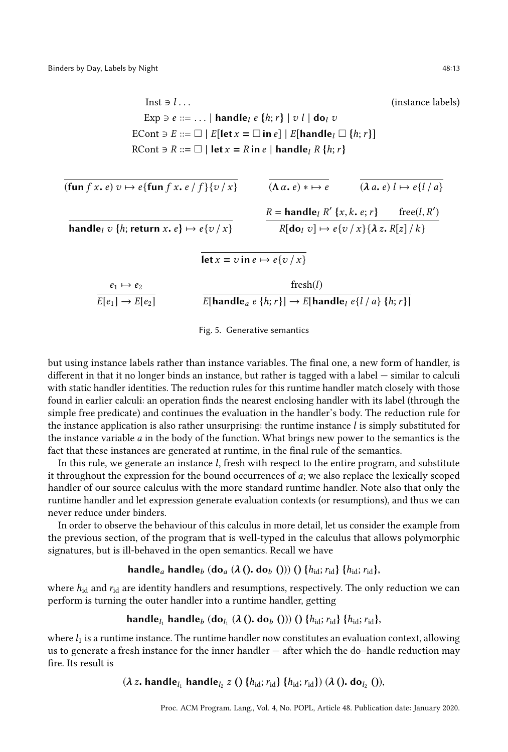$$
\begin{aligned}
\text{Inst} \ni\ & l \ldots && \text{(instance labels)}\\
\text{Exp} \ni\ & e ::= \ldots \mid \mathbf{handle}_l\ e\ \{h; r\} \mid v\ l \mid \mathbf{do}_l\ v\\
\text{ECont} \ni\ & E ::= \square \mid E[\mathbf{let}\ x = \square\ \mathbf{in}\ e] \mid E[\mathbf{handle}_l\ \square\ \{h; r\}]\\
\text{RCont} \ni\ & R ::= \square \mid \mathbf{let}\ x = R\ \mathbf{in}\ e \mid \mathbf{handle}_l\ R\ \{h; r\}
\end{aligned}
$$

$$
\frac{}{(\mathbf{fun}\ f\ x.\ e)\ v \mapsto e\{\mathbf{fun}\ f\ x.\ e\ /\ f\}\{v\ /\ x\}} \qquad \frac{}{(\Lambda\ \alpha.\ e) * \mapsto e} \qquad \frac{}{(\lambda\ a.\ e)\ l \mapsto e\{l\ /\ a\}}
$$

$$
\frac{}{\mathbf{handle}_l\ v\ \{h; \mathbf{return}\ x.\ e\} \mapsto e\{v\ /\ x\}} \qquad \frac{R = \mathbf{handle}_l\ R'\ \{x, k.\ e; r\} \qquad \text{free}(l, R')}{R[\mathbf{do}_l\ v] \mapsto e\{v\ /\ x\}\{\lambda\ z.\ R[z]\ /\ k\}}
$$

$$
\frac{}{\mathbf{let}\ x = v\ \mathbf{in}\ e \mapsto e\{v\ /\ x\}}
$$

$$
\frac{e_1 \mapsto e_2}{E[e_1] \to E[e_2]} \qquad \frac{\text{fresh}(l)}{E[\mathbf{handle}_a\ e\ \{h; r\}] \to E[\mathbf{handle}_l\ e\{l\ /\ a\}\ \{h; r\}]}
$$

Fig. 5. Generative semantics

but using instance labels rather than instance variables. The final one, a new form of handler, is different in that it no longer binds an instance, but rather is tagged with a label — similar to calculi with static handler identities. The reduction rules for this runtime handler match closely with those found in earlier calculi: an operation finds the nearest enclosing handler with its label (through the simple free predicate) and continues the evaluation in the handler's body. The reduction rule for the instance application is also rather unsurprising: the runtime instance $l$ is simply substituted for the instance variable $a$ in the body of the function. What brings new power to the semantics is the fact that these instances are generated at runtime, in the final rule of the semantics.

In this rule, we generate an instance $l$, fresh with respect to the entire program, and substitute it throughout the expression for the bound occurrences of $a$; we also replace the lexically scoped handler of our source calculus with the more standard runtime handler. Note also that only the runtime handler and let expression generate evaluation contexts (or resumptions), and thus we can never reduce under binders.

In order to observe the behaviour of this calculus in more detail, let us consider the example from the previous section, of the program that is well-typed in the calculus that allows polymorphic signatures, but is ill-behaved in the open semantics. Recall we have

$$
\mathbf{handle}_a\ \mathbf{handle}_b\ (\mathbf{do}_a\ (\lambda\ ().\ \mathbf{do}_b\ ()))\ ()\ \{h_{\text{id}}; r_{\text{id}}\}\ \{h_{\text{id}}; r_{\text{id}}\},
$$

where $h_{\text{id}}$ and $r_{\text{id}}$ are identity handlers and resumptions, respectively. The only reduction we can perform is turning the outer handler into a runtime handler, getting

$$
\mathbf{handle}_{l_1}\ \mathbf{handle}_b\ (\mathbf{do}_{l_1}\ (\lambda\ ().\ \mathbf{do}_b\ ()))\ ()\ \{h_{\text{id}}; r_{\text{id}}\}\ \{h_{\text{id}}; r_{\text{id}}\},
$$

where $l_1$ is a runtime instance. The runtime handler now constitutes an evaluation context, allowing us to generate a fresh instance for the inner handler — after which the do–handle reduction may fire. Its result is

$$
(\lambda\ z.\ \mathbf{handle}_{l_1}\ \mathbf{handle}_{l_2}\ z\ ()\ \{h_{\text{id}}; r_{\text{id}}\}\ \{h_{\text{id}}; r_{\text{id}}\})\ (\lambda\ ().\ \mathbf{do}_{l_2}\ ()),
$$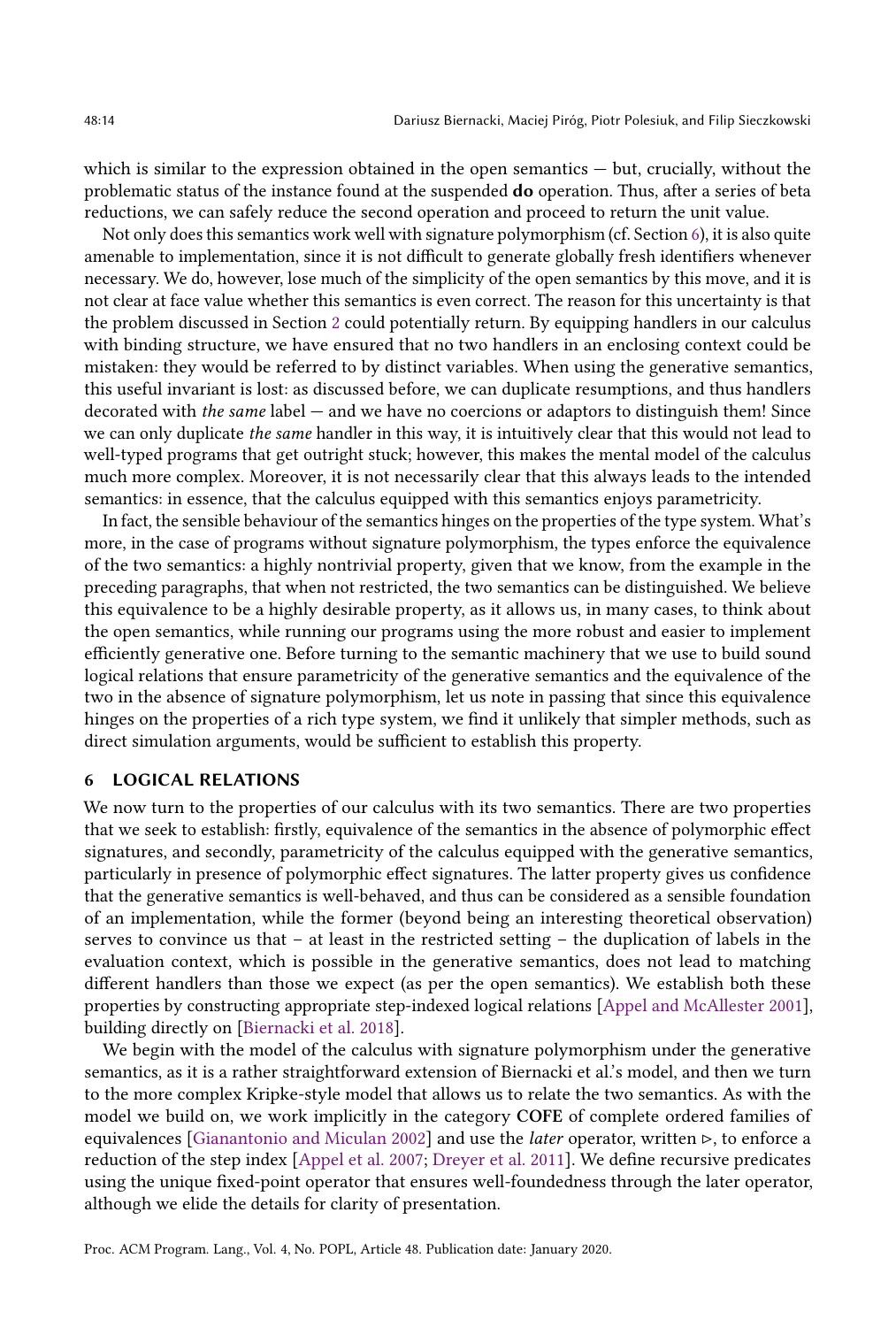which is similar to the expression obtained in the open semantics — but, crucially, without the problematic status of the instance found at the suspended **do** operation. Thus, after a series of beta reductions, we can safely reduce the second operation and proceed to return the unit value.

Not only does this semantics work well with signature polymorphism (cf. Section 6), it is also quite amenable to implementation, since it is not difficult to generate globally fresh identifiers whenever necessary. We do, however, lose much of the simplicity of the open semantics by this move, and it is not clear at face value whether this semantics is even correct. The reason for this uncertainty is that the problem discussed in Section 2 could potentially return. By equipping handlers in our calculus with binding structure, we have ensured that no two handlers in an enclosing context could be mistaken: they would be referred to by distinct variables. When using the generative semantics, this useful invariant is lost: as discussed before, we can duplicate resumptions, and thus handlers decorated with *the same* label — and we have no coercions or adaptors to distinguish them! Since we can only duplicate *the same* handler in this way, it is intuitively clear that this would not lead to well-typed programs that get outright stuck; however, this makes the mental model of the calculus much more complex. Moreover, it is not necessarily clear that this always leads to the intended semantics: in essence, that the calculus equipped with this semantics enjoys parametricity.

In fact, the sensible behaviour of the semantics hinges on the properties of the type system. What's more, in the case of programs without signature polymorphism, the types enforce the equivalence of the two semantics: a highly nontrivial property, given that we know, from the example in the preceding paragraphs, that when not restricted, the two semantics can be distinguished. We believe this equivalence to be a highly desirable property, as it allows us, in many cases, to think about the open semantics, while running our programs using the more robust and easier to implement efficiently generative one. Before turning to the semantic machinery that we use to build sound logical relations that ensure parametricity of the generative semantics and the equivalence of the two in the absence of signature polymorphism, let us note in passing that since this equivalence hinges on the properties of a rich type system, we find it unlikely that simpler methods, such as direct simulation arguments, would be sufficient to establish this property.

## 6 LOGICAL RELATIONS

We now turn to the properties of our calculus with its two semantics. There are two properties that we seek to establish: firstly, equivalence of the semantics in the absence of polymorphic effect signatures, and secondly, parametricity of the calculus equipped with the generative semantics, particularly in presence of polymorphic effect signatures. The latter property gives us confidence that the generative semantics is well-behaved, and thus can be considered as a sensible foundation of an implementation, while the former (beyond being an interesting theoretical observation) serves to convince us that – at least in the restricted setting – the duplication of labels in the evaluation context, which is possible in the generative semantics, does not lead to matching different handlers than those we expect (as per the open semantics). We establish both these properties by constructing appropriate step-indexed logical relations [Appel and McAllester 2001], building directly on [Biernacki et al. 2018].

We begin with the model of the calculus with signature polymorphism under the generative semantics, as it is a rather straightforward extension of Biernacki et al.'s model, and then we turn to the more complex Kripke-style model that allows us to relate the two semantics. As with the model we build on, we work implicitly in the category **COFE** of complete ordered families of equivalences [Gianantonio and Miculan 2002] and use the *later* operator, written $\triangleright$, to enforce a reduction of the step index [Appel et al. 2007; Dreyer et al. 2011]. We define recursive predicates using the unique fixed-point operator that ensures well-foundedness through the later operator, although we elide the details for clarity of presentation.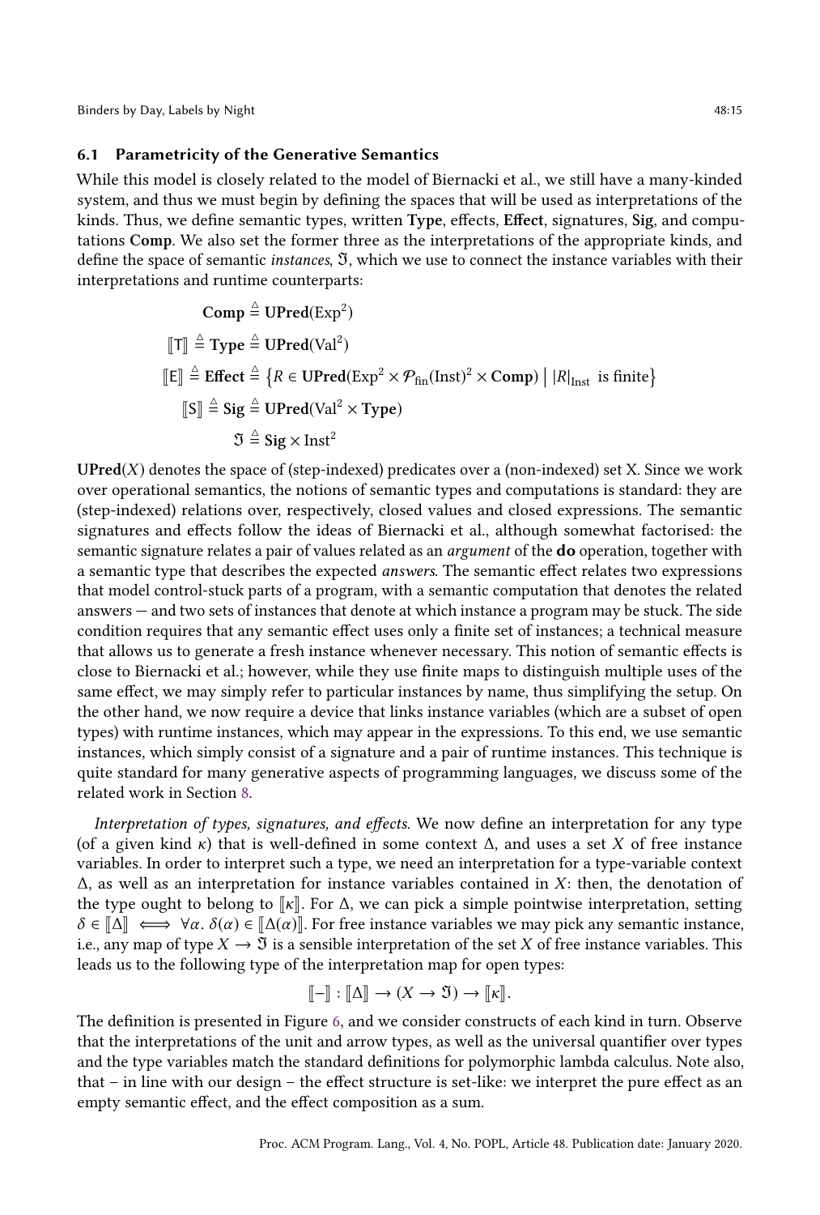### 6.1 Parametricity of the Generative Semantics

While this model is closely related to the model of Biernacki et al., we still have a many-kinded system, and thus we must begin by defining the spaces that will be used as interpretations of the kinds. Thus, we define semantic types, written **Type**, effects, **Effect**, signatures, **Sig**, and computations **Comp**. We also set the former three as the interpretations of the appropriate kinds, and define the space of semantic *instances*, $\mathfrak{I}$, which we use to connect the instance variables with their interpretations and runtime counterparts:

$$\begin{aligned}
\mathbf{Comp} &\triangleq \mathbf{UPred}(\mathrm{Exp}^2) \\
[\![\mathsf{T}]\!] \triangleq \mathbf{Type} &\triangleq \mathbf{UPred}(\mathrm{Val}^2) \\
[\![\mathsf{E}]\!] \triangleq \mathbf{Effect} &\triangleq \left\{ R \in \mathbf{UPred}(\mathrm{Exp}^2 \times \mathcal{P}_{\mathrm{fin}}(\mathrm{Inst})^2 \times \mathbf{Comp}) \;\middle|\; |R|_{\mathrm{Inst}} \text{ is finite} \right\} \\
[\![\mathsf{S}]\!] \triangleq \mathbf{Sig} &\triangleq \mathbf{UPred}(\mathrm{Val}^2 \times \mathbf{Type}) \\
\mathfrak{I} &\triangleq \mathbf{Sig} \times \mathrm{Inst}^2
\end{aligned}$$

$\mathbf{UPred}(X)$ denotes the space of (step-indexed) predicates over a (non-indexed) set X. Since we work over operational semantics, the notions of semantic types and computations is standard: they are (step-indexed) relations over, respectively, closed values and closed expressions. The semantic signatures and effects follow the ideas of Biernacki et al., although somewhat factorised: the semantic signature relates a pair of values related as an *argument* of the **do** operation, together with a semantic type that describes the expected *answers*. The semantic effect relates two expressions that model control-stuck parts of a program, with a semantic computation that denotes the related answers — and two sets of instances that denote at which instance a program may be stuck. The side condition requires that any semantic effect uses only a finite set of instances; a technical measure that allows us to generate a fresh instance whenever necessary. This notion of semantic effects is close to Biernacki et al.; however, while they use finite maps to distinguish multiple uses of the same effect, we may simply refer to particular instances by name, thus simplifying the setup. On the other hand, we now require a device that links instance variables (which are a subset of open types) with runtime instances, which may appear in the expressions. To this end, we use semantic instances, which simply consist of a signature and a pair of runtime instances. This technique is quite standard for many generative aspects of programming languages, we discuss some of the related work in Section 8.

*Interpretation of types, signatures, and effects.* We now define an interpretation for any type (of a given kind $\kappa$) that is well-defined in some context $\Delta$, and uses a set $X$ of free instance variables. In order to interpret such a type, we need an interpretation for a type-variable context $\Delta$, as well as an interpretation for instance variables contained in $X$: then, the denotation of the type ought to belong to $[\![\kappa]\!]$. For $\Delta$, we can pick a simple pointwise interpretation, setting $\delta \in [\![\Delta]\!] \iff \forall \alpha.\, \delta(\alpha) \in [\![\Delta(\alpha)]\!]$. For free instance variables we may pick any semantic instance, i.e., any map of type $X \to \mathfrak{I}$ is a sensible interpretation of the set $X$ of free instance variables. This leads us to the following type of the interpretation map for open types:

$$[\![-]\!] : [\![\Delta]\!] \to (X \to \mathfrak{I}) \to [\![\kappa]\!].$$

The definition is presented in Figure 6, and we consider constructs of each kind in turn. Observe that the interpretations of the unit and arrow types, as well as the universal quantifier over types and the type variables match the standard definitions for polymorphic lambda calculus. Note also, that – in line with our design – the effect structure is set-like: we interpret the pure effect as an empty semantic effect, and the effect composition as a sum.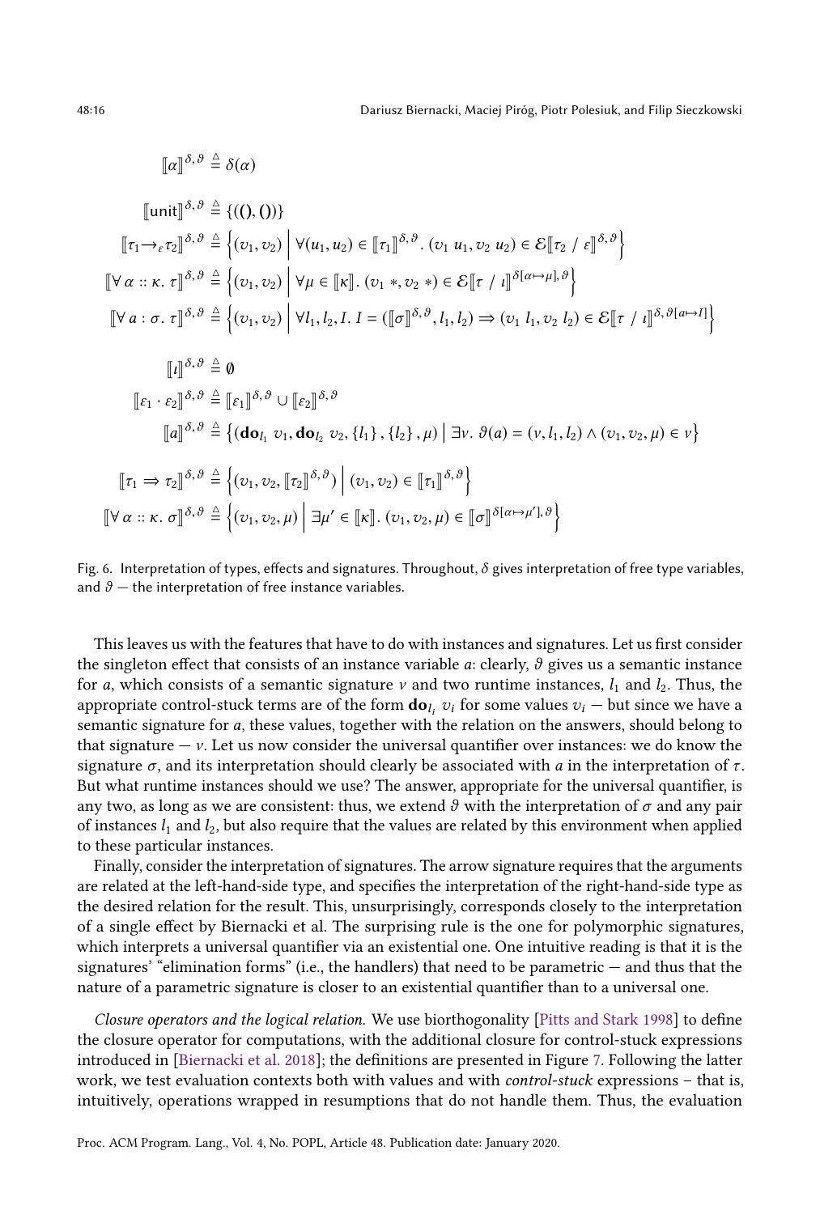$$\llbracket \alpha \rrbracket^{\delta,\vartheta} \triangleq \delta(\alpha)$$

$$\llbracket \mathsf{unit} \rrbracket^{\delta,\vartheta} \triangleq \{((),())\}$$

$$\llbracket \tau_1 \to_\varepsilon \tau_2 \rrbracket^{\delta,\vartheta} \triangleq \left\{ (v_1, v_2) \;\middle|\; \forall (u_1, u_2) \in \llbracket \tau_1 \rrbracket^{\delta,\vartheta}.\, (v_1\ u_1, v_2\ u_2) \in \mathcal{E}\llbracket \tau_2 \ /\ \varepsilon \rrbracket^{\delta,\vartheta} \right\}$$

$$\llbracket \forall\, \alpha :: \kappa.\ \tau \rrbracket^{\delta,\vartheta} \triangleq \left\{ (v_1, v_2) \;\middle|\; \forall \mu \in \llbracket \kappa \rrbracket.\, (v_1\ *, v_2\ *) \in \mathcal{E}\llbracket \tau \ /\ \iota \rrbracket^{\delta[\alpha \mapsto \mu],\vartheta} \right\}$$

$$\llbracket \forall\, a : \sigma.\ \tau \rrbracket^{\delta,\vartheta} \triangleq \left\{ (v_1, v_2) \;\middle|\; \forall l_1, l_2, I.\ I = (\llbracket \sigma \rrbracket^{\delta,\vartheta}, l_1, l_2) \Rightarrow (v_1\ l_1, v_2\ l_2) \in \mathcal{E}\llbracket \tau \ /\ \iota \rrbracket^{\delta,\vartheta[a \mapsto I]} \right\}$$

$$\llbracket \iota \rrbracket^{\delta,\vartheta} \triangleq \emptyset$$

$$\llbracket \varepsilon_1 \cdot \varepsilon_2 \rrbracket^{\delta,\vartheta} \triangleq \llbracket \varepsilon_1 \rrbracket^{\delta,\vartheta} \cup \llbracket \varepsilon_2 \rrbracket^{\delta,\vartheta}$$

$$\llbracket a \rrbracket^{\delta,\vartheta} \triangleq \left\{ (\mathbf{do}_{l_1}\ v_1, \mathbf{do}_{l_2}\ v_2, \{l_1\}, \{l_2\}, \mu) \;\middle|\; \exists \nu.\ \vartheta(a) = (\nu, l_1, l_2) \wedge (v_1, v_2, \mu) \in \nu \right\}$$

$$\llbracket \tau_1 \Rightarrow \tau_2 \rrbracket^{\delta,\vartheta} \triangleq \left\{ (v_1, v_2, \llbracket \tau_2 \rrbracket^{\delta,\vartheta}) \;\middle|\; (v_1, v_2) \in \llbracket \tau_1 \rrbracket^{\delta,\vartheta} \right\}$$

$$\llbracket \forall\, \alpha :: \kappa.\ \sigma \rrbracket^{\delta,\vartheta} \triangleq \left\{ (v_1, v_2, \mu) \;\middle|\; \exists \mu' \in \llbracket \kappa \rrbracket.\ (v_1, v_2, \mu) \in \llbracket \sigma \rrbracket^{\delta[\alpha \mapsto \mu'],\vartheta} \right\}$$

Fig. 6. Interpretation of types, effects and signatures. Throughout, $\delta$ gives interpretation of free type variables, and $\vartheta$ — the interpretation of free instance variables.

This leaves us with the features that have to do with instances and signatures. Let us first consider the singleton effect that consists of an instance variable $a$: clearly, $\vartheta$ gives us a semantic instance for $a$, which consists of a semantic signature $\nu$ and two runtime instances, $l_1$ and $l_2$. Thus, the appropriate control-stuck terms are of the form $\mathbf{do}_{l_i}\ v_i$ for some values $v_i$ — but since we have a semantic signature for $a$, these values, together with the relation on the answers, should belong to that signature — $\nu$. Let us now consider the universal quantifier over instances: we do know the signature $\sigma$, and its interpretation should clearly be associated with $a$ in the interpretation of $\tau$. But what runtime instances should we use? The answer, appropriate for the universal quantifier, is any two, as long as we are consistent: thus, we extend $\vartheta$ with the interpretation of $\sigma$ and any pair of instances $l_1$ and $l_2$, but also require that the values are related by this environment when applied to these particular instances.

Finally, consider the interpretation of signatures. The arrow signature requires that the arguments are related at the left-hand-side type, and specifies the interpretation of the right-hand-side type as the desired relation for the result. This, unsurprisingly, corresponds closely to the interpretation of a single effect by Biernacki et al. The surprising rule is the one for polymorphic signatures, which interprets a universal quantifier via an existential one. One intuitive reading is that it is the signatures' "elimination forms" (i.e., the handlers) that need to be parametric — and thus that the nature of a parametric signature is closer to an existential quantifier than to a universal one.

*Closure operators and the logical relation.* We use biorthogonality [Pitts and Stark 1998] to define the closure operator for computations, with the additional closure for control-stuck expressions introduced in [Biernacki et al. 2018]; the definitions are presented in Figure 7. Following the latter work, we test evaluation contexts both with values and with *control-stuck* expressions – that is, intuitively, operations wrapped in resumptions that do not handle them. Thus, the evaluation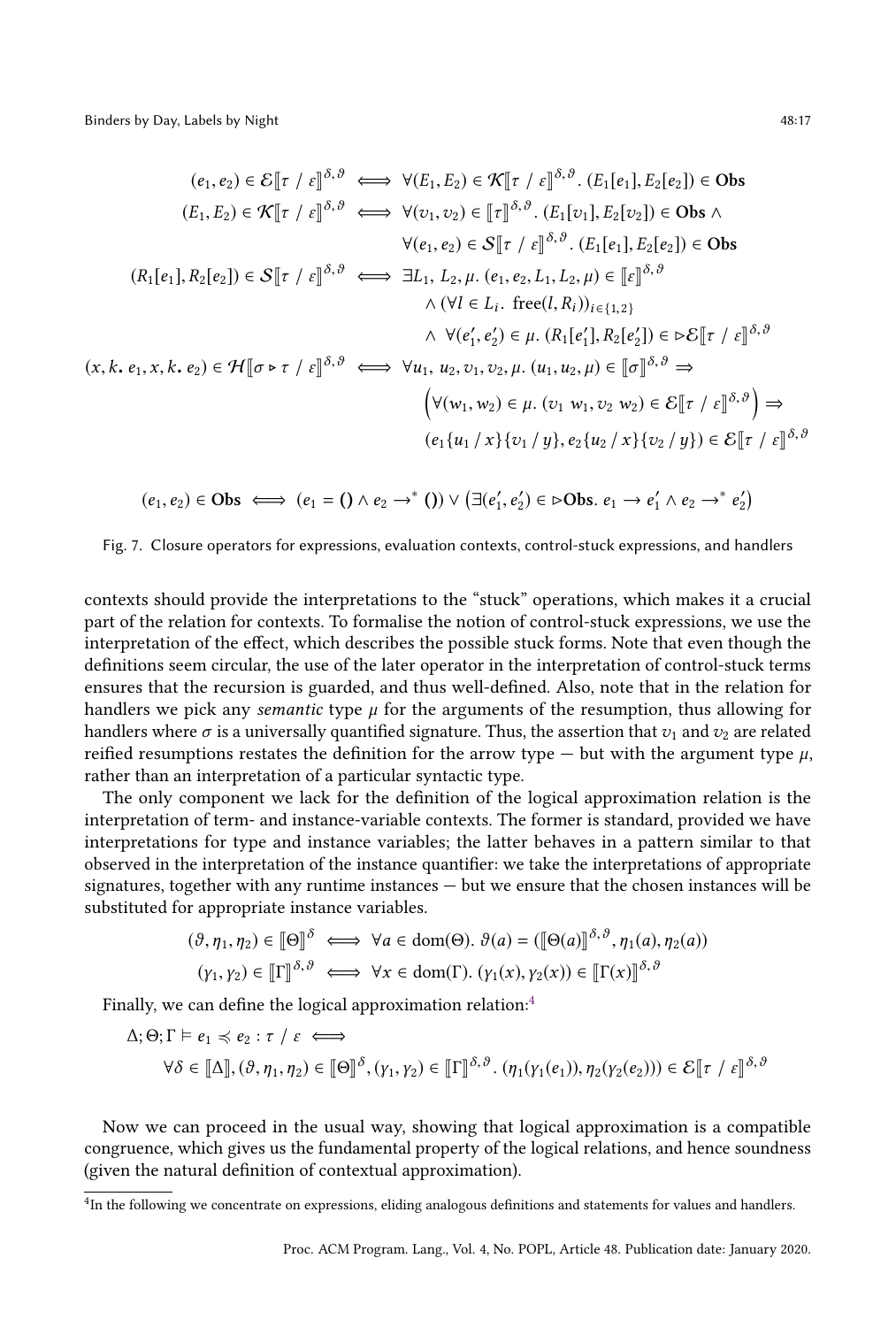$$
\begin{aligned}
(e_1, e_2) \in \mathcal{E}[\![\tau \;/\; \varepsilon]\!]^{\delta,\vartheta} &\iff \forall (E_1, E_2) \in \mathcal{K}[\![\tau \;/\; \varepsilon]\!]^{\delta,\vartheta}.\; (E_1[e_1], E_2[e_2]) \in \mathbf{Obs} \\
(E_1, E_2) \in \mathcal{K}[\![\tau \;/\; \varepsilon]\!]^{\delta,\vartheta} &\iff \forall (v_1, v_2) \in [\![\tau]\!]^{\delta,\vartheta}.\; (E_1[v_1], E_2[v_2]) \in \mathbf{Obs}\; \wedge \\
&\qquad\; \forall (e_1, e_2) \in \mathcal{S}[\![\tau \;/\; \varepsilon]\!]^{\delta,\vartheta}.\; (E_1[e_1], E_2[e_2]) \in \mathbf{Obs} \\
(R_1[e_1], R_2[e_2]) \in \mathcal{S}[\![\tau \;/\; \varepsilon]\!]^{\delta,\vartheta} &\iff \exists L_1, L_2, \mu.\; (e_1, e_2, L_1, L_2, \mu) \in [\![\varepsilon]\!]^{\delta,\vartheta} \\
&\qquad\; \wedge (\forall l \in L_i.\; \mathrm{free}(l, R_i))_{i \in \{1,2\}} \\
&\qquad\; \wedge\; \forall (e_1', e_2') \in \mu.\; (R_1[e_1'], R_2[e_2']) \in \triangleright \mathcal{E}[\![\tau \;/\; \varepsilon]\!]^{\delta,\vartheta} \\
(x, k.\, e_1, x, k.\, e_2) \in \mathcal{H}[\![\sigma \triangleright \tau \;/\; \varepsilon]\!]^{\delta,\vartheta} &\iff \forall u_1, u_2, v_1, v_2, \mu.\; (u_1, u_2, \mu) \in [\![\sigma]\!]^{\delta,\vartheta} \Rightarrow \\
&\qquad\; \left(\forall (w_1, w_2) \in \mu.\; (v_1\; w_1, v_2\; w_2) \in \mathcal{E}[\![\tau \;/\; \varepsilon]\!]^{\delta,\vartheta}\right) \Rightarrow \\
&\qquad\; (e_1\{u_1 \,/\, x\}\{v_1 \,/\, y\}, e_2\{u_2 \,/\, x\}\{v_2 \,/\, y\}) \in \mathcal{E}[\![\tau \;/\; \varepsilon]\!]^{\delta,\vartheta}
\end{aligned}
$$

$$
(e_1, e_2) \in \mathbf{Obs} \iff (e_1 = () \wedge e_2 \to^* ()) \vee \left(\exists (e_1', e_2') \in \triangleright\mathbf{Obs}.\; e_1 \to e_1' \wedge e_2 \to^* e_2'\right)
$$

Fig. 7. Closure operators for expressions, evaluation contexts, control-stuck expressions, and handlers

contexts should provide the interpretations to the "stuck" operations, which makes it a crucial part of the relation for contexts. To formalise the notion of control-stuck expressions, we use the interpretation of the effect, which describes the possible stuck forms. Note that even though the definitions seem circular, the use of the later operator in the interpretation of control-stuck terms ensures that the recursion is guarded, and thus well-defined. Also, note that in the relation for handlers we pick any *semantic* type $\mu$ for the arguments of the resumption, thus allowing for handlers where $\sigma$ is a universally quantified signature. Thus, the assertion that $v_1$ and $v_2$ are related reified resumptions restates the definition for the arrow type — but with the argument type $\mu$, rather than an interpretation of a particular syntactic type.

The only component we lack for the definition of the logical approximation relation is the interpretation of term- and instance-variable contexts. The former is standard, provided we have interpretations for type and instance variables; the latter behaves in a pattern similar to that observed in the interpretation of the instance quantifier: we take the interpretations of appropriate signatures, together with any runtime instances — but we ensure that the chosen instances will be substituted for appropriate instance variables.

$$
\begin{aligned}
(\vartheta, \eta_1, \eta_2) \in [\![\Theta]\!]^{\delta} &\iff \forall a \in \mathrm{dom}(\Theta).\; \vartheta(a) = ([\![\Theta(a)]\!]^{\delta,\vartheta}, \eta_1(a), \eta_2(a)) \\
(\gamma_1, \gamma_2) \in [\![\Gamma]\!]^{\delta,\vartheta} &\iff \forall x \in \mathrm{dom}(\Gamma).\; (\gamma_1(x), \gamma_2(x)) \in [\![\Gamma(x)]\!]^{\delta,\vartheta}
\end{aligned}
$$

Finally, we can define the logical approximation relation:[4]

$$
\begin{aligned}
&\Delta; \Theta; \Gamma \models e_1 \precsim e_2 : \tau \;/\; \varepsilon \iff \\
&\qquad \forall \delta \in [\![\Delta]\!], (\vartheta, \eta_1, \eta_2) \in [\![\Theta]\!]^{\delta}, (\gamma_1, \gamma_2) \in [\![\Gamma]\!]^{\delta,\vartheta}.\; (\eta_1(\gamma_1(e_1)), \eta_2(\gamma_2(e_2))) \in \mathcal{E}[\![\tau \;/\; \varepsilon]\!]^{\delta,\vartheta}
\end{aligned}
$$

Now we can proceed in the usual way, showing that logical approximation is a compatible congruence, which gives us the fundamental property of the logical relations, and hence soundness (given the natural definition of contextual approximation).

[4] In the following we concentrate on expressions, eliding analogous definitions and statements for values and handlers.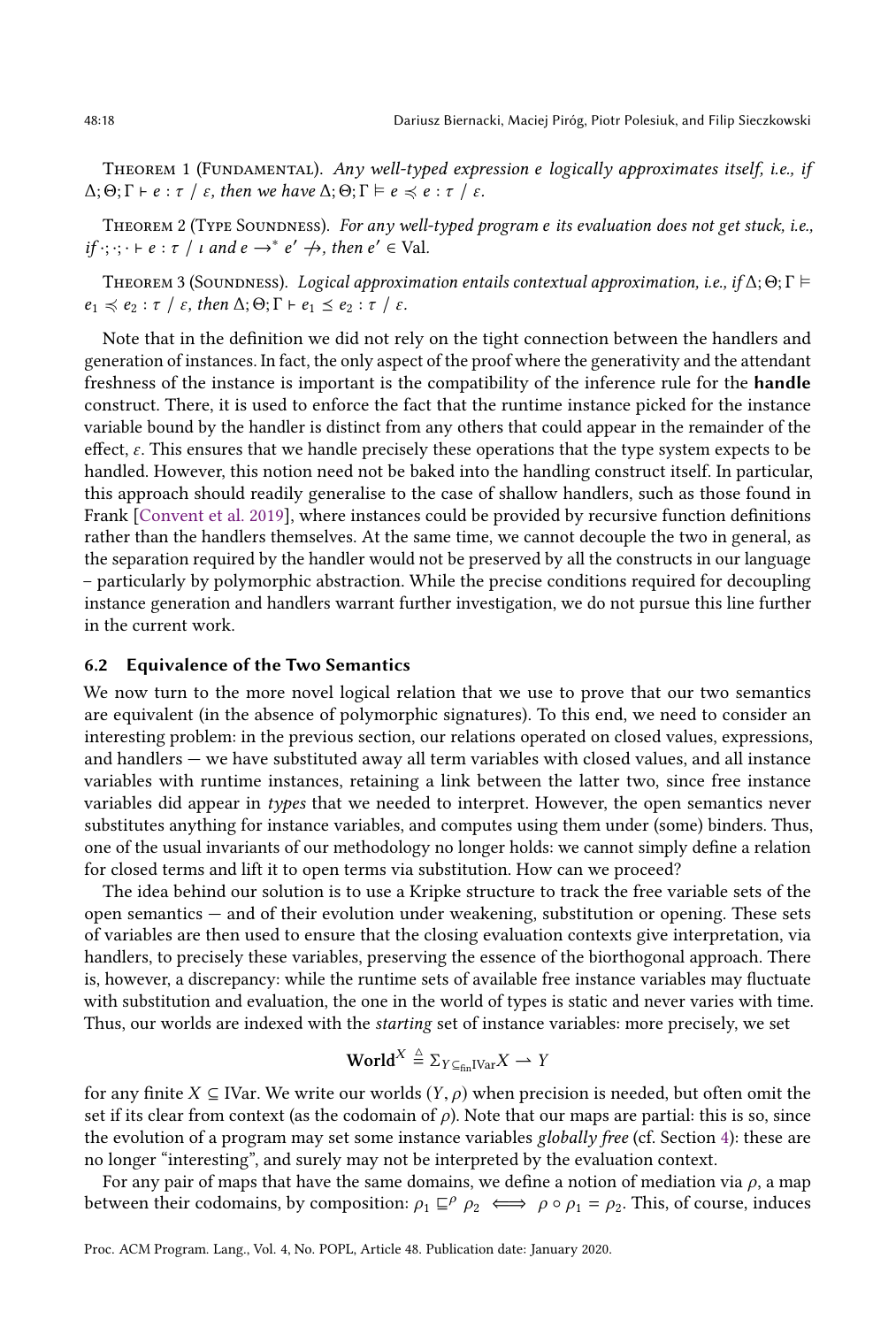**Theorem 1 (Fundamental).** *Any well-typed expression $e$ logically approximates itself, i.e., if $\Delta; \Theta; \Gamma \vdash e : \tau \ / \ \varepsilon$, then we have $\Delta; \Theta; \Gamma \vDash e \preccurlyeq e : \tau \ / \ \varepsilon$.*

**Theorem 2 (Type Soundness).** *For any well-typed program $e$ its evaluation does not get stuck, i.e., if $\cdot; \cdot; \cdot \vdash e : \tau \ / \ \iota$ and $e \to^* e' \not\to$, then $e' \in \text{Val}$.*

**Theorem 3 (Soundness).** *Logical approximation entails contextual approximation, i.e., if $\Delta; \Theta; \Gamma \vDash e_1 \preccurlyeq e_2 : \tau \ / \ \varepsilon$, then $\Delta; \Theta; \Gamma \vdash e_1 \preceq e_2 : \tau \ / \ \varepsilon$.*

Note that in the definition we did not rely on the tight connection between the handlers and generation of instances. In fact, the only aspect of the proof where the generativity and the attendant freshness of the instance is important is the compatibility of the inference rule for the **handle** construct. There, it is used to enforce the fact that the runtime instance picked for the instance variable bound by the handler is distinct from any others that could appear in the remainder of the effect, $\varepsilon$. This ensures that we handle precisely these operations that the type system expects to be handled. However, this notion need not be baked into the handling construct itself. In particular, this approach should readily generalise to the case of shallow handlers, such as those found in Frank [Convent et al. 2019], where instances could be provided by recursive function definitions rather than the handlers themselves. At the same time, we cannot decouple the two in general, as the separation required by the handler would not be preserved by all the constructs in our language – particularly by polymorphic abstraction. While the precise conditions required for decoupling instance generation and handlers warrant further investigation, we do not pursue this line further in the current work.

## 6.2 Equivalence of the Two Semantics

We now turn to the more novel logical relation that we use to prove that our two semantics are equivalent (in the absence of polymorphic signatures). To this end, we need to consider an interesting problem: in the previous section, our relations operated on closed values, expressions, and handlers — we have substituted away all term variables with closed values, and all instance variables with runtime instances, retaining a link between the latter two, since free instance variables did appear in *types* that we needed to interpret. However, the open semantics never substitutes anything for instance variables, and computes using them under (some) binders. Thus, one of the usual invariants of our methodology no longer holds: we cannot simply define a relation for closed terms and lift it to open terms via substitution. How can we proceed?

The idea behind our solution is to use a Kripke structure to track the free variable sets of the open semantics — and of their evolution under weakening, substitution or opening. These sets of variables are then used to ensure that the closing evaluation contexts give interpretation, via handlers, to precisely these variables, preserving the essence of the biorthogonal approach. There is, however, a discrepancy: while the runtime sets of available free instance variables may fluctuate with substitution and evaluation, the one in the world of types is static and never varies with time. Thus, our worlds are indexed with the *starting* set of instance variables: more precisely, we set

$$\mathbf{World}^X \triangleq \Sigma_{Y \subseteq_{\text{fin}} \text{IVar}} X \rightharpoonup Y$$

for any finite $X \subseteq \text{IVar}$. We write our worlds $(Y, \rho)$ when precision is needed, but often omit the set if its clear from context (as the codomain of $\rho$). Note that our maps are partial: this is so, since the evolution of a program may set some instance variables *globally free* (cf. Section 4): these are no longer "interesting", and surely may not be interpreted by the evaluation context.

For any pair of maps that have the same domains, we define a notion of mediation via $\rho$, a map between their codomains, by composition: $\rho_1 \sqsubseteq^\rho \rho_2 \iff \rho \circ \rho_1 = \rho_2$. This, of course, induces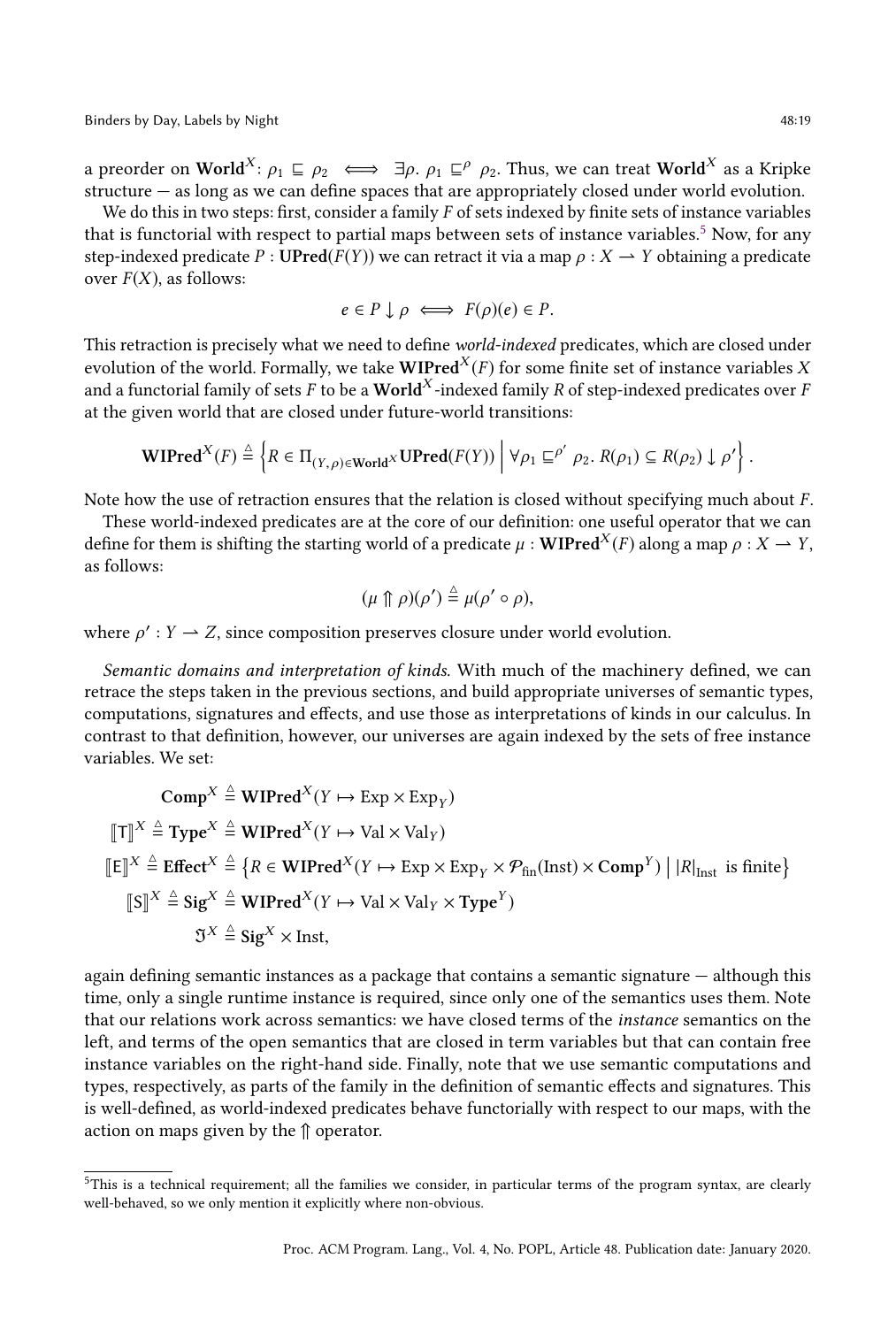a preorder on $\mathbf{World}^X$: $\rho_1 \sqsubseteq \rho_2 \iff \exists \rho.\ \rho_1 \sqsubseteq^{\rho} \rho_2$. Thus, we can treat $\mathbf{World}^X$ as a Kripke structure — as long as we can define spaces that are appropriately closed under world evolution.

We do this in two steps: first, consider a family $F$ of sets indexed by finite sets of instance variables that is functorial with respect to partial maps between sets of instance variables.[5] Now, for any step-indexed predicate $P : \mathbf{UPred}(F(Y))$ we can retract it via a map $\rho : X \rightharpoonup Y$ obtaining a predicate over $F(X)$, as follows:

$$e \in P \downarrow \rho \iff F(\rho)(e) \in P.$$

This retraction is precisely what we need to define *world-indexed* predicates, which are closed under evolution of the world. Formally, we take $\mathbf{WIPred}^X(F)$ for some finite set of instance variables $X$ and a functorial family of sets $F$ to be a $\mathbf{World}^X$-indexed family $R$ of step-indexed predicates over $F$ at the given world that are closed under future-world transitions:

$$\mathbf{WIPred}^X(F) \triangleq \left\{ R \in \Pi_{(Y,\rho) \in \mathbf{World}^X} \mathbf{UPred}(F(Y)) \;\middle|\; \forall \rho_1 \sqsubseteq^{\rho'} \rho_2.\ R(\rho_1) \subseteq R(\rho_2) \downarrow \rho' \right\}.$$

Note how the use of retraction ensures that the relation is closed without specifying much about $F$.

These world-indexed predicates are at the core of our definition: one useful operator that we can define for them is shifting the starting world of a predicate $\mu : \mathbf{WIPred}^X(F)$ along a map $\rho : X \rightharpoonup Y$, as follows:

$$(\mu \Uparrow \rho)(\rho') \triangleq \mu(\rho' \circ \rho),$$

where $\rho' : Y \rightharpoonup Z$, since composition preserves closure under world evolution.

*Semantic domains and interpretation of kinds.* With much of the machinery defined, we can retrace the steps taken in the previous sections, and build appropriate universes of semantic types, computations, signatures and effects, and use those as interpretations of kinds in our calculus. In contrast to that definition, however, our universes are again indexed by the sets of free instance variables. We set:

$$
\begin{aligned}
\mathbf{Comp}^X &\triangleq \mathbf{WIPred}^X(Y \mapsto \mathrm{Exp} \times \mathrm{Exp}_Y) \\
[\![\mathsf{T}]\!]^X \triangleq \mathbf{Type}^X &\triangleq \mathbf{WIPred}^X(Y \mapsto \mathrm{Val} \times \mathrm{Val}_Y) \\
[\![\mathsf{E}]\!]^X \triangleq \mathbf{Effect}^X &\triangleq \left\{ R \in \mathbf{WIPred}^X(Y \mapsto \mathrm{Exp} \times \mathrm{Exp}_Y \times \mathcal{P}_{\mathrm{fin}}(\mathrm{Inst}) \times \mathbf{Comp}^Y) \;\middle|\; |R|_{\mathrm{Inst}} \text{ is finite} \right\} \\
[\![\mathsf{S}]\!]^X \triangleq \mathbf{Sig}^X &\triangleq \mathbf{WIPred}^X(Y \mapsto \mathrm{Val} \times \mathrm{Val}_Y \times \mathbf{Type}^Y) \\
\mathfrak{I}^X &\triangleq \mathbf{Sig}^X \times \mathrm{Inst},
\end{aligned}
$$

again defining semantic instances as a package that contains a semantic signature — although this time, only a single runtime instance is required, since only one of the semantics uses them. Note that our relations work across semantics: we have closed terms of the *instance* semantics on the left, and terms of the open semantics that are closed in term variables but that can contain free instance variables on the right-hand side. Finally, note that we use semantic computations and types, respectively, as parts of the family in the definition of semantic effects and signatures. This is well-defined, as world-indexed predicates behave functorially with respect to our maps, with the action on maps given by the $\Uparrow$ operator.

[5] This is a technical requirement; all the families we consider, in particular terms of the program syntax, are clearly well-behaved, so we only mention it explicitly where non-obvious.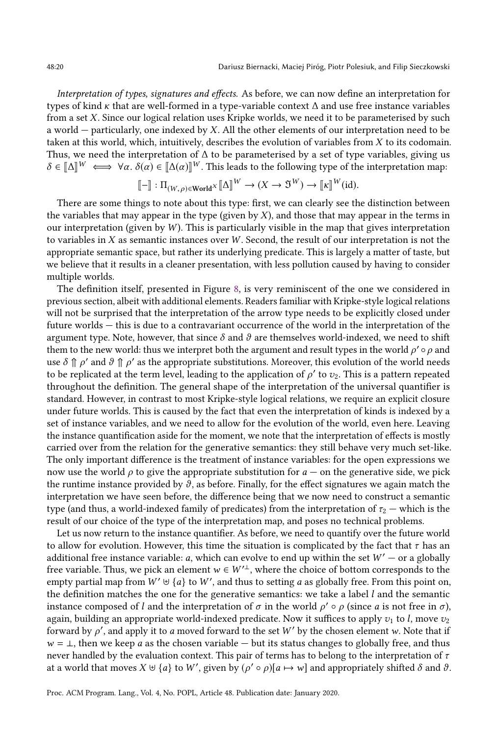*Interpretation of types, signatures and effects.* As before, we can now define an interpretation for types of kind $\kappa$ that are well-formed in a type-variable context $\Delta$ and use free instance variables from a set $X$. Since our logical relation uses Kripke worlds, we need it to be parameterised by such a world — particularly, one indexed by $X$. All the other elements of our interpretation need to be taken at this world, which, intuitively, describes the evolution of variables from $X$ to its codomain. Thus, we need the interpretation of $\Delta$ to be parameterised by a set of type variables, giving us $\delta \in \llbracket \Delta \rrbracket^W \iff \forall \alpha.\ \delta(\alpha) \in \llbracket \Delta(\alpha) \rrbracket^W$. This leads to the following type of the interpretation map:

$$\llbracket - \rrbracket : \Pi_{(W,\rho) \in \mathbf{World}^X} \llbracket \Delta \rrbracket^W \to (X \to \mathfrak{I}^W) \to \llbracket \kappa \rrbracket^W(\mathrm{id}).$$

There are some things to note about this type: first, we can clearly see the distinction between the variables that may appear in the type (given by $X$), and those that may appear in the terms in our interpretation (given by $W$). This is particularly visible in the map that gives interpretation to variables in $X$ as semantic instances over $W$. Second, the result of our interpretation is not the appropriate semantic space, but rather its underlying predicate. This is largely a matter of taste, but we believe that it results in a cleaner presentation, with less pollution caused by having to consider multiple worlds.

The definition itself, presented in Figure 8, is very reminiscent of the one we considered in previous section, albeit with additional elements. Readers familiar with Kripke-style logical relations will not be surprised that the interpretation of the arrow type needs to be explicitly closed under future worlds — this is due to a contravariant occurrence of the world in the interpretation of the argument type. Note, however, that since $\delta$ and $\vartheta$ are themselves world-indexed, we need to shift them to the new world: thus we interpret both the argument and result types in the world $\rho' \circ \rho$ and use $\delta \Uparrow \rho'$ and $\vartheta \Uparrow \rho'$ as the appropriate substitutions. Moreover, this evolution of the world needs to be replicated at the term level, leading to the application of $\rho'$ to $v_2$. This is a pattern repeated throughout the definition. The general shape of the interpretation of the universal quantifier is standard. However, in contrast to most Kripke-style logical relations, we require an explicit closure under future worlds. This is caused by the fact that even the interpretation of kinds is indexed by a set of instance variables, and we need to allow for the evolution of the world, even here. Leaving the instance quantification aside for the moment, we note that the interpretation of effects is mostly carried over from the relation for the generative semantics: they still behave very much set-like. The only important difference is the treatment of instance variables: for the open expressions we now use the world $\rho$ to give the appropriate substitution for $a$ — on the generative side, we pick the runtime instance provided by $\vartheta$, as before. Finally, for the effect signatures we again match the interpretation we have seen before, the difference being that we now need to construct a semantic type (and thus, a world-indexed family of predicates) from the interpretation of $\tau_2$ — which is the result of our choice of the type of the interpretation map, and poses no technical problems.

Let us now return to the instance quantifier. As before, we need to quantify over the future world to allow for evolution. However, this time the situation is complicated by the fact that $\tau$ has an additional free instance variable: $a$, which can evolve to end up within the set $W'$ — or a globally free variable. Thus, we pick an element $w \in W'^{\perp}$, where the choice of bottom corresponds to the empty partial map from $W' \uplus \{a\}$ to $W'$, and thus to setting $a$ as globally free. From this point on, the definition matches the one for the generative semantics: we take a label $l$ and the semantic instance composed of $l$ and the interpretation of $\sigma$ in the world $\rho' \circ \rho$ (since $a$ is not free in $\sigma$), again, building an appropriate world-indexed predicate. Now it suffices to apply $v_1$ to $l$, move $v_2$ forward by $\rho'$, and apply it to $a$ moved forward to the set $W'$ by the chosen element $w$. Note that if $w = \perp$, then we keep $a$ as the chosen variable — but its status changes to globally free, and thus never handled by the evaluation context. This pair of terms has to belong to the interpretation of $\tau$ at a world that moves $X \uplus \{a\}$ to $W'$, given by $(\rho' \circ \rho)[a \mapsto w]$ and appropriately shifted $\delta$ and $\vartheta$.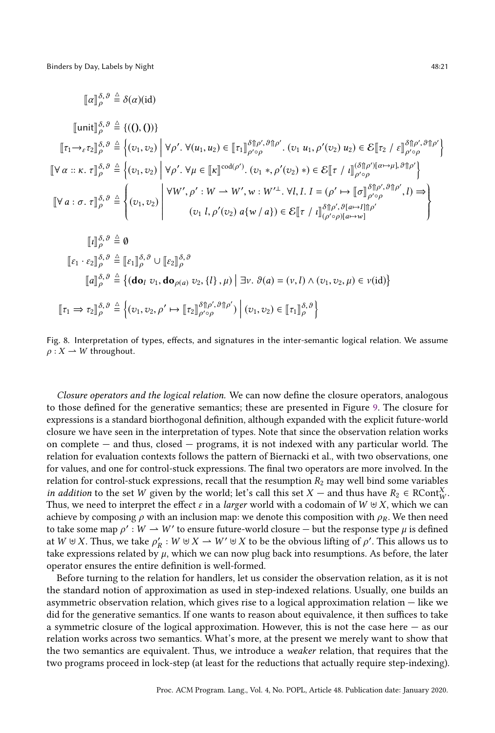$$\llbracket \alpha \rrbracket_{\rho}^{\delta,\vartheta} \triangleq \delta(\alpha)(\mathrm{id})$$

$$\llbracket \mathsf{unit} \rrbracket_{\rho}^{\delta,\vartheta} \triangleq \{((), ())\}$$

$$\llbracket \tau_1 \to_{\varepsilon} \tau_2 \rrbracket_{\rho}^{\delta,\vartheta} \triangleq \left\{ (v_1, v_2) \,\middle|\, \forall \rho'.\ \forall (u_1, u_2) \in \llbracket \tau_1 \rrbracket_{\rho' \circ \rho}^{\delta \Uparrow \rho', \vartheta \Uparrow \rho'}.\ (v_1\ u_1, \rho'(v_2)\ u_2) \in \mathcal{E}\llbracket \tau_2 \mathbin{/} \varepsilon \rrbracket_{\rho' \circ \rho}^{\delta \Uparrow \rho', \vartheta \Uparrow \rho'} \right\}$$

$$\llbracket \forall\, \alpha :: \kappa.\ \tau \rrbracket_{\rho}^{\delta,\vartheta} \triangleq \left\{ (v_1, v_2) \,\middle|\, \forall \rho'.\ \forall \mu \in \llbracket \kappa \rrbracket^{\mathrm{cod}(\rho')}.\ (v_1\ *, \rho'(v_2)\ *) \in \mathcal{E}\llbracket \tau \mathbin{/} \iota \rrbracket_{\rho' \circ \rho}^{(\delta \Uparrow \rho')[\alpha \mapsto \mu], \vartheta \Uparrow \rho'} \right\}$$

$$\llbracket \forall\, a : \sigma.\ \tau \rrbracket_{\rho}^{\delta,\vartheta} \triangleq \left\{ (v_1, v_2) \,\middle|\, \begin{array}{l} \forall W', \rho' : W \rightharpoonup W', w : W'^{\perp}.\ \forall l, I.\ I = (\rho' \mapsto \llbracket \sigma \rrbracket_{\rho' \circ \rho}^{\delta \Uparrow \rho', \vartheta \Uparrow \rho'}, l) \Rightarrow \\ (v_1\ l, \rho'(v_2)\ a\{w \mathbin{/} a\}) \in \mathcal{E}\llbracket \tau \mathbin{/} \iota \rrbracket_{(\rho' \circ \rho)[a \mapsto w]}^{\delta \Uparrow \rho', \vartheta[a \mapsto I] \Uparrow \rho'} \end{array} \right\}$$

$$\llbracket \iota \rrbracket_{\rho}^{\delta,\vartheta} \triangleq \emptyset$$

$$\llbracket \varepsilon_1 \cdot \varepsilon_2 \rrbracket_{\rho}^{\delta,\vartheta} \triangleq \llbracket \varepsilon_1 \rrbracket_{\rho}^{\delta,\vartheta} \cup \llbracket \varepsilon_2 \rrbracket_{\rho}^{\delta,\vartheta}$$

$$\llbracket a \rrbracket_{\rho}^{\delta,\vartheta} \triangleq \left\{ (\mathbf{do}_l\ v_1, \mathbf{do}_{\rho(a)}\ v_2, \{l\}, \mu) \,\middle|\, \exists \nu.\ \vartheta(a) = (\nu, l) \wedge (v_1, v_2, \mu) \in \nu(\mathrm{id}) \right\}$$

$$\llbracket \tau_1 \Rightarrow \tau_2 \rrbracket_{\rho}^{\delta,\vartheta} \triangleq \left\{ (v_1, v_2, \rho' \mapsto \llbracket \tau_2 \rrbracket_{\rho' \circ \rho}^{\delta \Uparrow \rho', \vartheta \Uparrow \rho'}) \,\middle|\, (v_1, v_2) \in \llbracket \tau_1 \rrbracket_{\rho}^{\delta,\vartheta} \right\}$$

Fig. 8. Interpretation of types, effects, and signatures in the inter-semantic logical relation. We assume $\rho : X \rightharpoonup W$ throughout.

*Closure operators and the logical relation.* We can now define the closure operators, analogous to those defined for the generative semantics; these are presented in Figure 9. The closure for expressions is a standard biorthogonal definition, although expanded with the explicit future-world closure we have seen in the interpretation of types. Note that since the observation relation works on complete — and thus, closed — programs, it is not indexed with any particular world. The relation for evaluation contexts follows the pattern of Biernacki et al., with two observations, one for values, and one for control-stuck expressions. The final two operators are more involved. In the relation for control-stuck expressions, recall that the resumption $R_2$ may well bind some variables *in addition* to the set $W$ given by the world; let's call this set $X$ — and thus have $R_2 \in \mathrm{RCont}_W^X$. Thus, we need to interpret the effect $\varepsilon$ in a *larger* world with a codomain of $W \uplus X$, which we can achieve by composing $\rho$ with an inclusion map: we denote this composition with $\rho_R$. We then need to take some map $\rho' : W \rightharpoonup W'$ to ensure future-world closure — but the response type $\mu$ is defined at $W \uplus X$. Thus, we take $\rho'_R : W \uplus X \rightharpoonup W' \uplus X$ to be the obvious lifting of $\rho'$. This allows us to take expressions related by $\mu$, which we can now plug back into resumptions. As before, the later operator ensures the entire definition is well-formed.

Before turning to the relation for handlers, let us consider the observation relation, as it is not the standard notion of approximation as used in step-indexed relations. Usually, one builds an asymmetric observation relation, which gives rise to a logical approximation relation — like we did for the generative semantics. If one wants to reason about equivalence, it then suffices to take a symmetric closure of the logical approximation. However, this is not the case here — as our relation works across two semantics. What's more, at the present we merely want to show that the two semantics are equivalent. Thus, we introduce a *weaker* relation, that requires that the two programs proceed in lock-step (at least for the reductions that actually require step-indexing).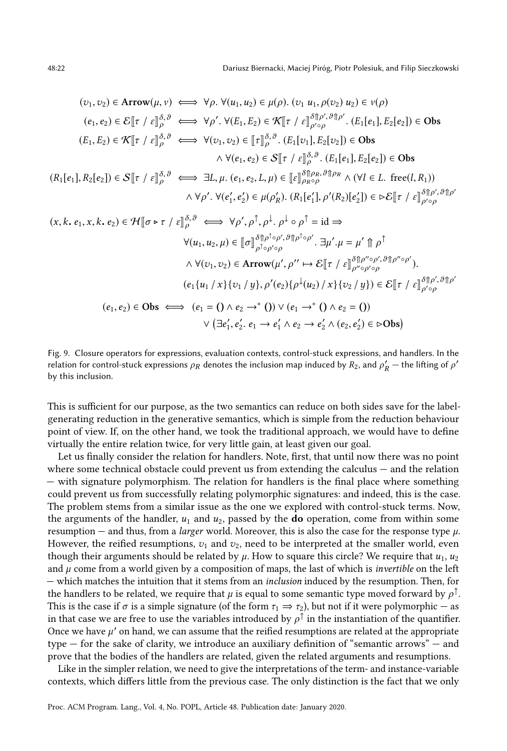$$
\begin{aligned}
(v_1, v_2) \in \mathbf{Arrow}(\mu, \nu) &\iff \forall \rho.\ \forall (u_1, u_2) \in \mu(\rho).\ (v_1\ u_1, \rho(v_2)\ u_2) \in \nu(\rho) \\
(e_1, e_2) \in \mathcal{E}[\![\tau \,/\, \varepsilon]\!]^{\delta,\vartheta}_{\rho} &\iff \forall \rho'.\ \forall (E_1, E_2) \in \mathcal{K}[\![\tau \,/\, \varepsilon]\!]^{\delta \Uparrow \rho', \vartheta \Uparrow \rho'}_{\rho' \circ \rho}.\ (E_1[e_1], E_2[e_2]) \in \mathbf{Obs} \\
(E_1, E_2) \in \mathcal{K}[\![\tau \,/\, \varepsilon]\!]^{\delta,\vartheta}_{\rho} &\iff \forall (v_1, v_2) \in [\![\tau]\!]^{\delta,\vartheta}_{\rho}.\ (E_1[v_1], E_2[v_2]) \in \mathbf{Obs} \\
&\qquad \wedge \forall (e_1, e_2) \in \mathcal{S}[\![\tau \,/\, \varepsilon]\!]^{\delta,\vartheta}_{\rho}.\ (E_1[e_1], E_2[e_2]) \in \mathbf{Obs} \\
(R_1[e_1], R_2[e_2]) \in \mathcal{S}[\![\tau \,/\, \varepsilon]\!]^{\delta,\vartheta}_{\rho} &\iff \exists L, \mu.\ (e_1, e_2, L, \mu) \in [\![\varepsilon]\!]^{\delta \Uparrow \rho_R, \vartheta \Uparrow \rho_R}_{\rho_R \circ \rho} \wedge (\forall l \in L.\ \mathrm{free}(l, R_1)) \\
&\qquad \wedge \forall \rho'.\ \forall (e_1', e_2') \in \mu(\rho_R').\ (R_1[e_1'], \rho'(R_2)[e_2']) \in \triangleright \mathcal{E}[\![\tau \,/\, \varepsilon]\!]^{\delta \Uparrow \rho', \vartheta \Uparrow \rho'}_{\rho' \circ \rho} \\
(x, k.\, e_1, x, k.\, e_2) \in \mathcal{H}[\![\sigma \triangleright \tau \,/\, \varepsilon]\!]^{\delta,\vartheta}_{\rho} &\iff \forall \rho', \rho^{\uparrow}, \rho^{\downarrow}.\ \rho^{\downarrow} \circ \rho^{\uparrow} = \mathrm{id} \Rightarrow \\
&\qquad \forall (u_1, u_2, \mu) \in [\![\sigma]\!]^{\delta \Uparrow \rho^{\uparrow} \circ \rho', \vartheta \Uparrow \rho^{\uparrow} \circ \rho'}_{\rho^{\uparrow} \circ \rho' \circ \rho}.\ \exists \mu'.\mu = \mu' \Uparrow \rho^{\uparrow} \\
&\qquad \wedge \forall (v_1, v_2) \in \mathbf{Arrow}(\mu', \rho'' \mapsto \mathcal{E}[\![\tau \,/\, \varepsilon]\!]^{\delta \Uparrow \rho'' \circ \rho', \vartheta \Uparrow \rho'' \circ \rho'}_{\rho'' \circ \rho' \circ \rho}). \\
&\qquad (e_1\{u_1 \,/\, x\}\{v_1 \,/\, y\}, \rho'(e_2)\{\rho^{\downarrow}(u_2) \,/\, x\}\{v_2 \,/\, y\}) \in \mathcal{E}[\![\tau \,/\, \varepsilon]\!]^{\delta \Uparrow \rho', \vartheta \Uparrow \rho'}_{\rho' \circ \rho} \\
(e_1, e_2) \in \mathbf{Obs} &\iff (e_1 = () \wedge e_2 \to^{*} ()) \vee (e_1 \to^{*} () \wedge e_2 = ()) \\
&\qquad \vee \left(\exists e_1', e_2'.\ e_1 \to e_1' \wedge e_2 \to e_2' \wedge (e_2, e_2') \in \triangleright \mathbf{Obs}\right)
\end{aligned}
$$

Fig. 9. Closure operators for expressions, evaluation contexts, control-stuck expressions, and handlers. In the relation for control-stuck expressions $\rho_R$ denotes the inclusion map induced by $R_2$, and $\rho_R'$ — the lifting of $\rho'$ by this inclusion.

This is sufficient for our purpose, as the two semantics can reduce on both sides save for the label-generating reduction in the generative semantics, which is simple from the reduction behaviour point of view. If, on the other hand, we took the traditional approach, we would have to define virtually the entire relation twice, for very little gain, at least given our goal.

Let us finally consider the relation for handlers. Note, first, that until now there was no point where some technical obstacle could prevent us from extending the calculus — and the relation — with signature polymorphism. The relation for handlers is the final place where something could prevent us from successfully relating polymorphic signatures: and indeed, this is the case. The problem stems from a similar issue as the one we explored with control-stuck terms. Now, the arguments of the handler, $u_1$ and $u_2$, passed by the **do** operation, come from within some resumption — and thus, from a *larger* world. Moreover, this is also the case for the response type $\mu$. However, the reified resumptions, $v_1$ and $v_2$, need to be interpreted at the smaller world, even though their arguments should be related by $\mu$. How to square this circle? We require that $u_1$, $u_2$ and $\mu$ come from a world given by a composition of maps, the last of which is *invertible* on the left — which matches the intuition that it stems from an *inclusion* induced by the resumption. Then, for the handlers to be related, we require that $\mu$ is equal to some semantic type moved forward by $\rho^{\uparrow}$. This is the case if $\sigma$ is a simple signature (of the form $\tau_1 \Rightarrow \tau_2$), but not if it were polymorphic — as in that case we are free to use the variables introduced by $\rho^{\uparrow}$ in the instantiation of the quantifier. Once we have $\mu'$ on hand, we can assume that the reified resumptions are related at the appropriate type — for the sake of clarity, we introduce an auxiliary definition of "semantic arrows" — and prove that the bodies of the handlers are related, given the related arguments and resumptions.

Like in the simpler relation, we need to give the interpretations of the term- and instance-variable contexts, which differs little from the previous case. The only distinction is the fact that we only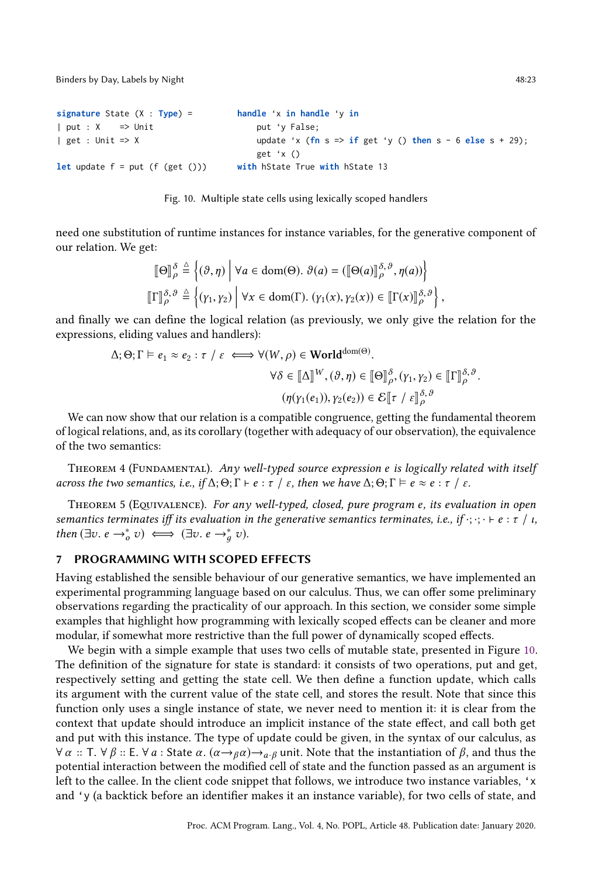```
signature State (X : Type) =
| put : X    => Unit
| get : Unit => X

let update f = put (f (get ()))
```

```
handle 'x in handle 'y in
    put 'y False;
    update 'x (fn s => if get 'y () then s - 6 else s + 29);
    get 'x ()
with hState True with hState 13
```

Fig. 10. Multiple state cells using lexically scoped handlers

need one substitution of runtime instances for instance variables, for the generative component of our relation. We get:

$$\llbracket\Theta\rrbracket^{\delta}_{\rho} \triangleq \left\{(\vartheta, \eta) \;\middle|\; \forall a \in \mathrm{dom}(\Theta).\ \vartheta(a) = (\llbracket\Theta(a)\rrbracket^{\delta,\vartheta}_{\rho}, \eta(a))\right\}$$

$$\llbracket\Gamma\rrbracket^{\delta,\vartheta}_{\rho} \triangleq \left\{(\gamma_1, \gamma_2) \;\middle|\; \forall x \in \mathrm{dom}(\Gamma).\ (\gamma_1(x), \gamma_2(x)) \in \llbracket\Gamma(x)\rrbracket^{\delta,\vartheta}_{\rho}\right\},$$

and finally we can define the logical relation (as previously, we only give the relation for the expressions, eliding values and handlers):

$$\begin{aligned}\Delta; \Theta; \Gamma \vDash e_1 \approx e_2 : \tau \;/\; \varepsilon \iff\ & \forall (W, \rho) \in \mathbf{World}^{\mathrm{dom}(\Theta)}. \\ & \forall \delta \in \llbracket\Delta\rrbracket^{W}, (\vartheta, \eta) \in \llbracket\Theta\rrbracket^{\delta}_{\rho}, (\gamma_1, \gamma_2) \in \llbracket\Gamma\rrbracket^{\delta,\vartheta}_{\rho}. \\ & (\eta(\gamma_1(e_1)), \gamma_2(e_2)) \in \mathcal{E}\llbracket\tau \;/\; \varepsilon\rrbracket^{\delta,\vartheta}_{\rho}\end{aligned}$$

We can now show that our relation is a compatible congruence, getting the fundamental theorem of logical relations, and, as its corollary (together with adequacy of our observation), the equivalence of the two semantics:

Theorem 4 (Fundamental). *Any well-typed source expression $e$ is logically related with itself across the two semantics, i.e., if $\Delta; \Theta; \Gamma \vdash e : \tau \;/\; \varepsilon$, then we have $\Delta; \Theta; \Gamma \vDash e \approx e : \tau \;/\; \varepsilon$.*

Theorem 5 (Equivalence). *For any well-typed, closed, pure program $e$, its evaluation in open semantics terminates iff its evaluation in the generative semantics terminates, i.e., if $\cdot; \cdot; \cdot \vdash e : \tau \;/\; \iota$, then $(\exists v.\ e \to^{*}_{o} v) \iff (\exists v.\ e \to^{*}_{g} v)$.*

## 7 PROGRAMMING WITH SCOPED EFFECTS

Having established the sensible behaviour of our generative semantics, we have implemented an experimental programming language based on our calculus. Thus, we can offer some preliminary observations regarding the practicality of our approach. In this section, we consider some simple examples that highlight how programming with lexically scoped effects can be cleaner and more modular, if somewhat more restrictive than the full power of dynamically scoped effects.

We begin with a simple example that uses two cells of mutable state, presented in Figure 10. The definition of the signature for state is standard: it consists of two operations, put and get, respectively setting and getting the state cell. We then define a function update, which calls its argument with the current value of the state cell, and stores the result. Note that since this function only uses a single instance of state, we never need to mention it: it is clear from the context that update should introduce an implicit instance of the state effect, and call both get and put with this instance. The type of update could be given, in the syntax of our calculus, as $\forall\, \alpha :: \mathsf{T}.\ \forall\, \beta :: \mathsf{E}.\ \forall\, a : \mathsf{State}\ \alpha.\ (\alpha \to_{\beta} \alpha) \to_{a \cdot \beta}$ unit. Note that the instantiation of $\beta$, and thus the potential interaction between the modified cell of state and the function passed as an argument is left to the callee. In the client code snippet that follows, we introduce two instance variables, 'x and 'y (a backtick before an identifier makes it an instance variable), for two cells of state, and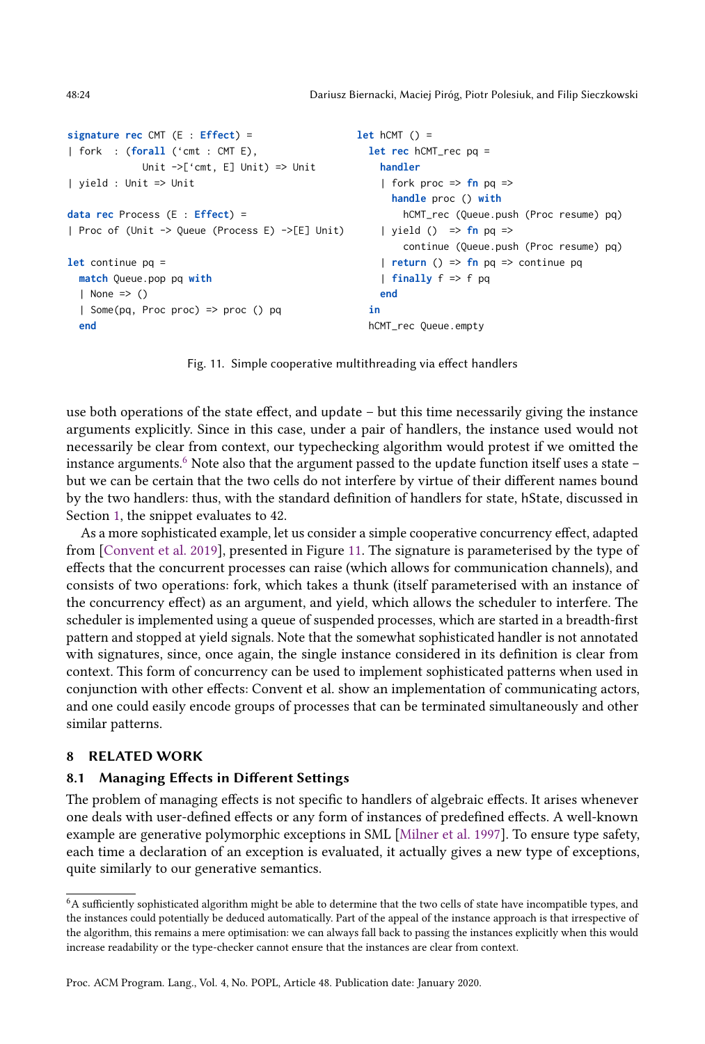```
signature rec CMT (E : Effect) =
| fork  : (forall ('cmt : CMT E),
            Unit ->['cmt, E] Unit) => Unit
| yield : Unit => Unit

data rec Process (E : Effect) =
| Proc of (Unit -> Queue (Process E) ->[E] Unit)

let continue pq =
  match Queue.pop pq with
  | None => ()
  | Some(pq, Proc proc) => proc () pq
  end
```

```
let hCMT () =
  let rec hCMT_rec pq =
    handler
    | fork proc => fn pq =>
      handle proc () with
        hCMT_rec (Queue.push (Proc resume) pq)
    | yield ()  => fn pq =>
        continue (Queue.push (Proc resume) pq)
    | return () => fn pq => continue pq
    | finally f => f pq
    end
  in
  hCMT_rec Queue.empty
```

Fig. 11. Simple cooperative multithreading via effect handlers

use both operations of the state effect, and update – but this time necessarily giving the instance arguments explicitly. Since in this case, under a pair of handlers, the instance used would not necessarily be clear from context, our typechecking algorithm would protest if we omitted the instance arguments.[6] Note also that the argument passed to the update function itself uses a state – but we can be certain that the two cells do not interfere by virtue of their different names bound by the two handlers: thus, with the standard definition of handlers for state, hState, discussed in Section 1, the snippet evaluates to 42.

As a more sophisticated example, let us consider a simple cooperative concurrency effect, adapted from [Convent et al. 2019], presented in Figure 11. The signature is parameterised by the type of effects that the concurrent processes can raise (which allows for communication channels), and consists of two operations: fork, which takes a thunk (itself parameterised with an instance of the concurrency effect) as an argument, and yield, which allows the scheduler to interfere. The scheduler is implemented using a queue of suspended processes, which are started in a breadth-first pattern and stopped at yield signals. Note that the somewhat sophisticated handler is not annotated with signatures, since, once again, the single instance considered in its definition is clear from context. This form of concurrency can be used to implement sophisticated patterns when used in conjunction with other effects: Convent et al. show an implementation of communicating actors, and one could easily encode groups of processes that can be terminated simultaneously and other similar patterns.

# 8 RELATED WORK

## 8.1 Managing Effects in Different Settings

The problem of managing effects is not specific to handlers of algebraic effects. It arises whenever one deals with user-defined effects or any form of instances of predefined effects. A well-known example are generative polymorphic exceptions in SML [Milner et al. 1997]. To ensure type safety, each time a declaration of an exception is evaluated, it actually gives a new type of exceptions, quite similarly to our generative semantics.

[6] A sufficiently sophisticated algorithm might be able to determine that the two cells of state have incompatible types, and the instances could potentially be deduced automatically. Part of the appeal of the instance approach is that irrespective of the algorithm, this remains a mere optimisation: we can always fall back to passing the instances explicitly when this would increase readability or the type-checker cannot ensure that the instances are clear from context.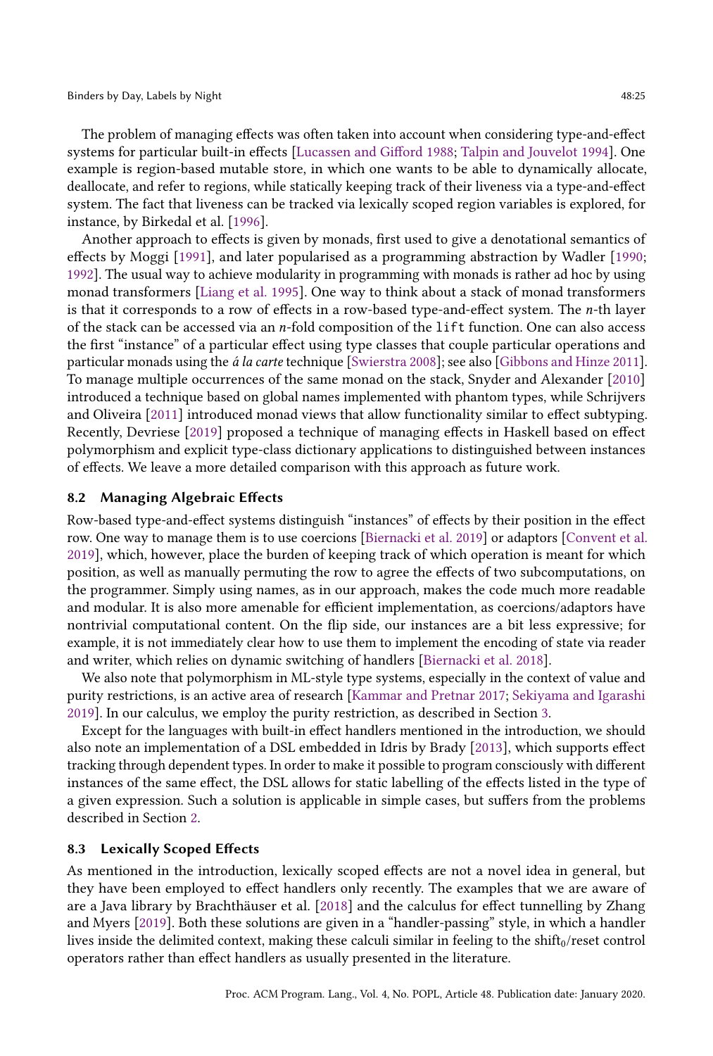The problem of managing effects was often taken into account when considering type-and-effect systems for particular built-in effects [Lucassen and Gifford 1988; Talpin and Jouvelot 1994]. One example is region-based mutable store, in which one wants to be able to dynamically allocate, deallocate, and refer to regions, while statically keeping track of their liveness via a type-and-effect system. The fact that liveness can be tracked via lexically scoped region variables is explored, for instance, by Birkedal et al. [1996].

Another approach to effects is given by monads, first used to give a denotational semantics of effects by Moggi [1991], and later popularised as a programming abstraction by Wadler [1990; 1992]. The usual way to achieve modularity in programming with monads is rather ad hoc by using monad transformers [Liang et al. 1995]. One way to think about a stack of monad transformers is that it corresponds to a row of effects in a row-based type-and-effect system. The $n$-th layer of the stack can be accessed via an $n$-fold composition of the `lift` function. One can also access the first "instance" of a particular effect using type classes that couple particular operations and particular monads using the *á la carte* technique [Swierstra 2008]; see also [Gibbons and Hinze 2011]. To manage multiple occurrences of the same monad on the stack, Snyder and Alexander [2010] introduced a technique based on global names implemented with phantom types, while Schrijvers and Oliveira [2011] introduced monad views that allow functionality similar to effect subtyping. Recently, Devriese [2019] proposed a technique of managing effects in Haskell based on effect polymorphism and explicit type-class dictionary applications to distinguished between instances of effects. We leave a more detailed comparison with this approach as future work.

### 8.2 Managing Algebraic Effects

Row-based type-and-effect systems distinguish "instances" of effects by their position in the effect row. One way to manage them is to use coercions [Biernacki et al. 2019] or adaptors [Convent et al. 2019], which, however, place the burden of keeping track of which operation is meant for which position, as well as manually permuting the row to agree the effects of two subcomputations, on the programmer. Simply using names, as in our approach, makes the code much more readable and modular. It is also more amenable for efficient implementation, as coercions/adaptors have nontrivial computational content. On the flip side, our instances are a bit less expressive; for example, it is not immediately clear how to use them to implement the encoding of state via reader and writer, which relies on dynamic switching of handlers [Biernacki et al. 2018].

We also note that polymorphism in ML-style type systems, especially in the context of value and purity restrictions, is an active area of research [Kammar and Pretnar 2017; Sekiyama and Igarashi 2019]. In our calculus, we employ the purity restriction, as described in Section 3.

Except for the languages with built-in effect handlers mentioned in the introduction, we should also note an implementation of a DSL embedded in Idris by Brady [2013], which supports effect tracking through dependent types. In order to make it possible to program consciously with different instances of the same effect, the DSL allows for static labelling of the effects listed in the type of a given expression. Such a solution is applicable in simple cases, but suffers from the problems described in Section 2.

### 8.3 Lexically Scoped Effects

As mentioned in the introduction, lexically scoped effects are not a novel idea in general, but they have been employed to effect handlers only recently. The examples that we are aware of are a Java library by Brachthäuser et al. [2018] and the calculus for effect tunnelling by Zhang and Myers [2019]. Both these solutions are given in a "handler-passing" style, in which a handler lives inside the delimited context, making these calculi similar in feeling to the $\text{shift}_0$/reset control operators rather than effect handlers as usually presented in the literature.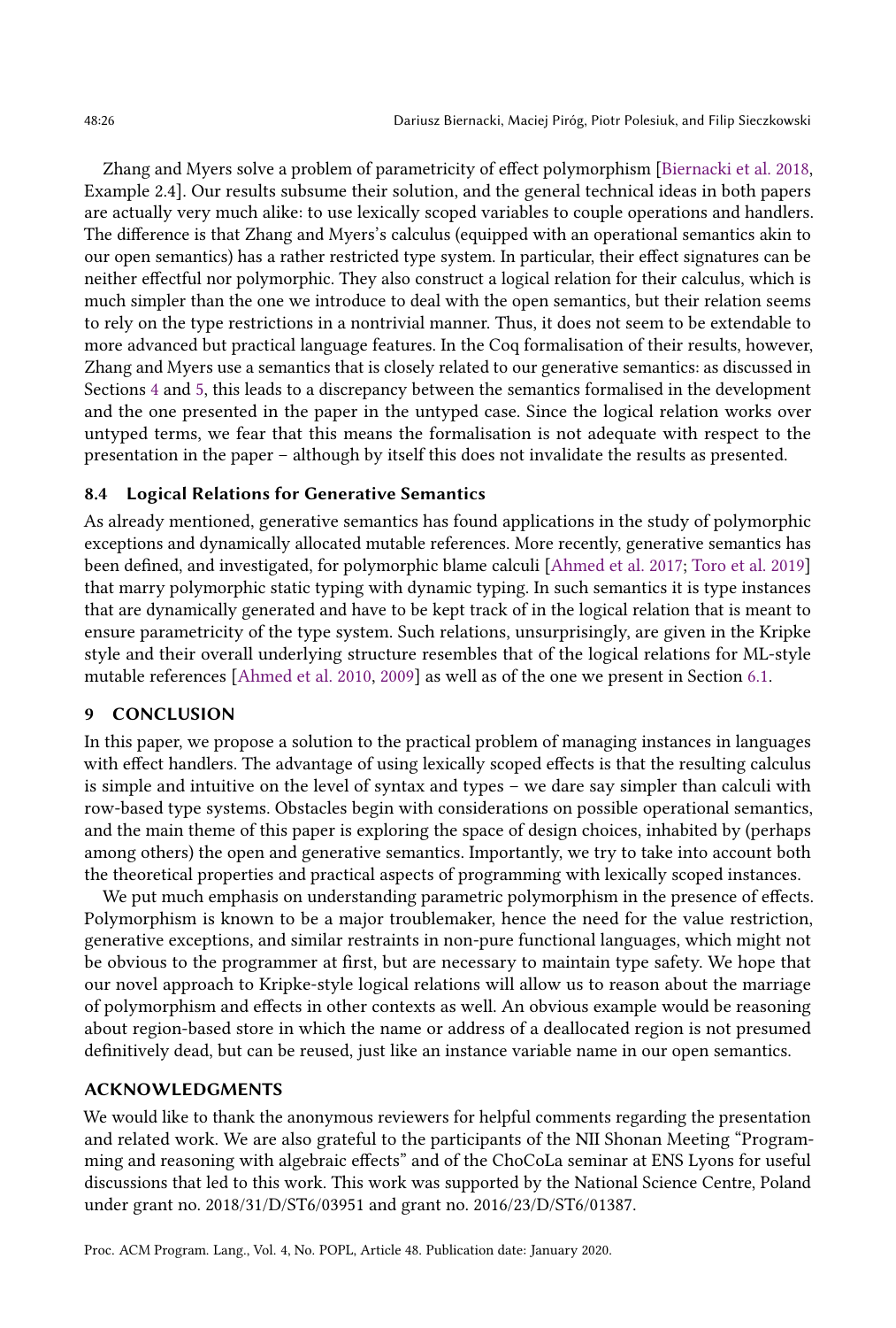Zhang and Myers solve a problem of parametricity of effect polymorphism [Biernacki et al. 2018, Example 2.4]. Our results subsume their solution, and the general technical ideas in both papers are actually very much alike: to use lexically scoped variables to couple operations and handlers. The difference is that Zhang and Myers's calculus (equipped with an operational semantics akin to our open semantics) has a rather restricted type system. In particular, their effect signatures can be neither effectful nor polymorphic. They also construct a logical relation for their calculus, which is much simpler than the one we introduce to deal with the open semantics, but their relation seems to rely on the type restrictions in a nontrivial manner. Thus, it does not seem to be extendable to more advanced but practical language features. In the Coq formalisation of their results, however, Zhang and Myers use a semantics that is closely related to our generative semantics: as discussed in Sections 4 and 5, this leads to a discrepancy between the semantics formalised in the development and the one presented in the paper in the untyped case. Since the logical relation works over untyped terms, we fear that this means the formalisation is not adequate with respect to the presentation in the paper – although by itself this does not invalidate the results as presented.

### 8.4 Logical Relations for Generative Semantics

As already mentioned, generative semantics has found applications in the study of polymorphic exceptions and dynamically allocated mutable references. More recently, generative semantics has been defined, and investigated, for polymorphic blame calculi [Ahmed et al. 2017; Toro et al. 2019] that marry polymorphic static typing with dynamic typing. In such semantics it is type instances that are dynamically generated and have to be kept track of in the logical relation that is meant to ensure parametricity of the type system. Such relations, unsurprisingly, are given in the Kripke style and their overall underlying structure resembles that of the logical relations for ML-style mutable references [Ahmed et al. 2010, 2009] as well as of the one we present in Section 6.1.

## 9 CONCLUSION

In this paper, we propose a solution to the practical problem of managing instances in languages with effect handlers. The advantage of using lexically scoped effects is that the resulting calculus is simple and intuitive on the level of syntax and types – we dare say simpler than calculi with row-based type systems. Obstacles begin with considerations on possible operational semantics, and the main theme of this paper is exploring the space of design choices, inhabited by (perhaps among others) the open and generative semantics. Importantly, we try to take into account both the theoretical properties and practical aspects of programming with lexically scoped instances.

We put much emphasis on understanding parametric polymorphism in the presence of effects. Polymorphism is known to be a major troublemaker, hence the need for the value restriction, generative exceptions, and similar restraints in non-pure functional languages, which might not be obvious to the programmer at first, but are necessary to maintain type safety. We hope that our novel approach to Kripke-style logical relations will allow us to reason about the marriage of polymorphism and effects in other contexts as well. An obvious example would be reasoning about region-based store in which the name or address of a deallocated region is not presumed definitively dead, but can be reused, just like an instance variable name in our open semantics.

## ACKNOWLEDGMENTS

We would like to thank the anonymous reviewers for helpful comments regarding the presentation and related work. We are also grateful to the participants of the NII Shonan Meeting "Programming and reasoning with algebraic effects" and of the ChoCoLa seminar at ENS Lyons for useful discussions that led to this work. This work was supported by the National Science Centre, Poland under grant no. 2018/31/D/ST6/03951 and grant no. 2016/23/D/ST6/01387.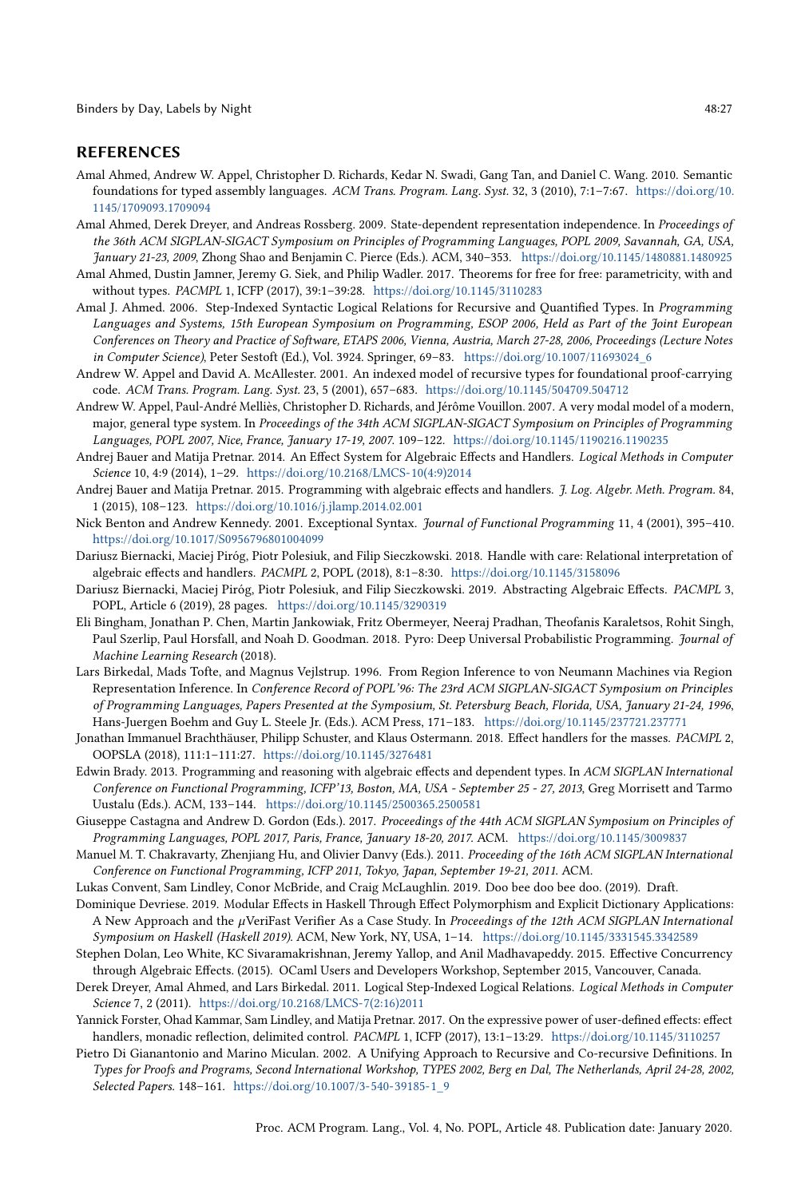## REFERENCES

Amal Ahmed, Andrew W. Appel, Christopher D. Richards, Kedar N. Swadi, Gang Tan, and Daniel C. Wang. 2010. Semantic foundations for typed assembly languages. *ACM Trans. Program. Lang. Syst.* 32, 3 (2010), 7:1–7:67. https://doi.org/10.1145/1709093.1709094

Amal Ahmed, Derek Dreyer, and Andreas Rossberg. 2009. State-dependent representation independence. In *Proceedings of the 36th ACM SIGPLAN-SIGACT Symposium on Principles of Programming Languages, POPL 2009, Savannah, GA, USA, January 21-23, 2009*, Zhong Shao and Benjamin C. Pierce (Eds.). ACM, 340–353. https://doi.org/10.1145/1480881.1480925

Amal Ahmed, Dustin Jamner, Jeremy G. Siek, and Philip Wadler. 2017. Theorems for free for free: parametricity, with and without types. *PACMPL* 1, ICFP (2017), 39:1–39:28. https://doi.org/10.1145/3110283

Amal J. Ahmed. 2006. Step-Indexed Syntactic Logical Relations for Recursive and Quantified Types. In *Programming Languages and Systems, 15th European Symposium on Programming, ESOP 2006, Held as Part of the Joint European Conferences on Theory and Practice of Software, ETAPS 2006, Vienna, Austria, March 27-28, 2006, Proceedings (Lecture Notes in Computer Science)*, Peter Sestoft (Ed.), Vol. 3924. Springer, 69–83. https://doi.org/10.1007/11693024_6

Andrew W. Appel and David A. McAllester. 2001. An indexed model of recursive types for foundational proof-carrying code. *ACM Trans. Program. Lang. Syst.* 23, 5 (2001), 657–683. https://doi.org/10.1145/504709.504712

Andrew W. Appel, Paul-André Melliès, Christopher D. Richards, and Jérôme Vouillon. 2007. A very modal model of a modern, major, general type system. In *Proceedings of the 34th ACM SIGPLAN-SIGACT Symposium on Principles of Programming Languages, POPL 2007, Nice, France, January 17-19, 2007.* 109–122. https://doi.org/10.1145/1190216.1190235

Andrej Bauer and Matija Pretnar. 2014. An Effect System for Algebraic Effects and Handlers. *Logical Methods in Computer Science* 10, 4:9 (2014), 1–29. https://doi.org/10.2168/LMCS-10(4:9)2014

Andrej Bauer and Matija Pretnar. 2015. Programming with algebraic effects and handlers. *J. Log. Algebr. Meth. Program.* 84, 1 (2015), 108–123. https://doi.org/10.1016/j.jlamp.2014.02.001

Nick Benton and Andrew Kennedy. 2001. Exceptional Syntax. *Journal of Functional Programming* 11, 4 (2001), 395–410. https://doi.org/10.1017/S0956796801004099

Dariusz Biernacki, Maciej Piróg, Piotr Polesiuk, and Filip Sieczkowski. 2018. Handle with care: Relational interpretation of algebraic effects and handlers. *PACMPL* 2, POPL (2018), 8:1–8:30. https://doi.org/10.1145/3158096

Dariusz Biernacki, Maciej Piróg, Piotr Polesiuk, and Filip Sieczkowski. 2019. Abstracting Algebraic Effects. *PACMPL* 3, POPL, Article 6 (2019), 28 pages. https://doi.org/10.1145/3290319

Eli Bingham, Jonathan P. Chen, Martin Jankowiak, Fritz Obermeyer, Neeraj Pradhan, Theofanis Karaletsos, Rohit Singh, Paul Szerlip, Paul Horsfall, and Noah D. Goodman. 2018. Pyro: Deep Universal Probabilistic Programming. *Journal of Machine Learning Research* (2018).

Lars Birkedal, Mads Tofte, and Magnus Vejlstrup. 1996. From Region Inference to von Neumann Machines via Region Representation Inference. In *Conference Record of POPL'96: The 23rd ACM SIGPLAN-SIGACT Symposium on Principles of Programming Languages, Papers Presented at the Symposium, St. Petersburg Beach, Florida, USA, January 21-24, 1996*, Hans-Juergen Boehm and Guy L. Steele Jr. (Eds.). ACM Press, 171–183. https://doi.org/10.1145/237721.237771

Jonathan Immanuel Brachthäuser, Philipp Schuster, and Klaus Ostermann. 2018. Effect handlers for the masses. *PACMPL* 2, OOPSLA (2018), 111:1–111:27. https://doi.org/10.1145/3276481

Edwin Brady. 2013. Programming and reasoning with algebraic effects and dependent types. In *ACM SIGPLAN International Conference on Functional Programming, ICFP'13, Boston, MA, USA - September 25 - 27, 2013*, Greg Morrisett and Tarmo Uustalu (Eds.). ACM, 133–144. https://doi.org/10.1145/2500365.2500581

Giuseppe Castagna and Andrew D. Gordon (Eds.). 2017. *Proceedings of the 44th ACM SIGPLAN Symposium on Principles of Programming Languages, POPL 2017, Paris, France, January 18-20, 2017.* ACM. https://doi.org/10.1145/3009837

Manuel M. T. Chakravarty, Zhenjiang Hu, and Olivier Danvy (Eds.). 2011. *Proceeding of the 16th ACM SIGPLAN International Conference on Functional Programming, ICFP 2011, Tokyo, Japan, September 19-21, 2011.* ACM.

Lukas Convent, Sam Lindley, Conor McBride, and Craig McLaughlin. 2019. Doo bee doo bee doo. (2019). Draft.

Dominique Devriese. 2019. Modular Effects in Haskell Through Effect Polymorphism and Explicit Dictionary Applications: A New Approach and the μVeriFast Verifier As a Case Study. In *Proceedings of the 12th ACM SIGPLAN International Symposium on Haskell (Haskell 2019).* ACM, New York, NY, USA, 1–14. https://doi.org/10.1145/3331545.3342589

Stephen Dolan, Leo White, KC Sivaramakrishnan, Jeremy Yallop, and Anil Madhavapeddy. 2015. Effective Concurrency through Algebraic Effects. (2015). OCaml Users and Developers Workshop, September 2015, Vancouver, Canada.

Derek Dreyer, Amal Ahmed, and Lars Birkedal. 2011. Logical Step-Indexed Logical Relations. *Logical Methods in Computer Science* 7, 2 (2011). https://doi.org/10.2168/LMCS-7(2:16)2011

Yannick Forster, Ohad Kammar, Sam Lindley, and Matija Pretnar. 2017. On the expressive power of user-defined effects: effect handlers, monadic reflection, delimited control. *PACMPL* 1, ICFP (2017), 13:1–13:29. https://doi.org/10.1145/3110257

Pietro Di Gianantonio and Marino Miculan. 2002. A Unifying Approach to Recursive and Co-recursive Definitions. In *Types for Proofs and Programs, Second International Workshop, TYPES 2002, Berg en Dal, The Netherlands, April 24-28, 2002, Selected Papers.* 148–161. https://doi.org/10.1007/3-540-39185-1_9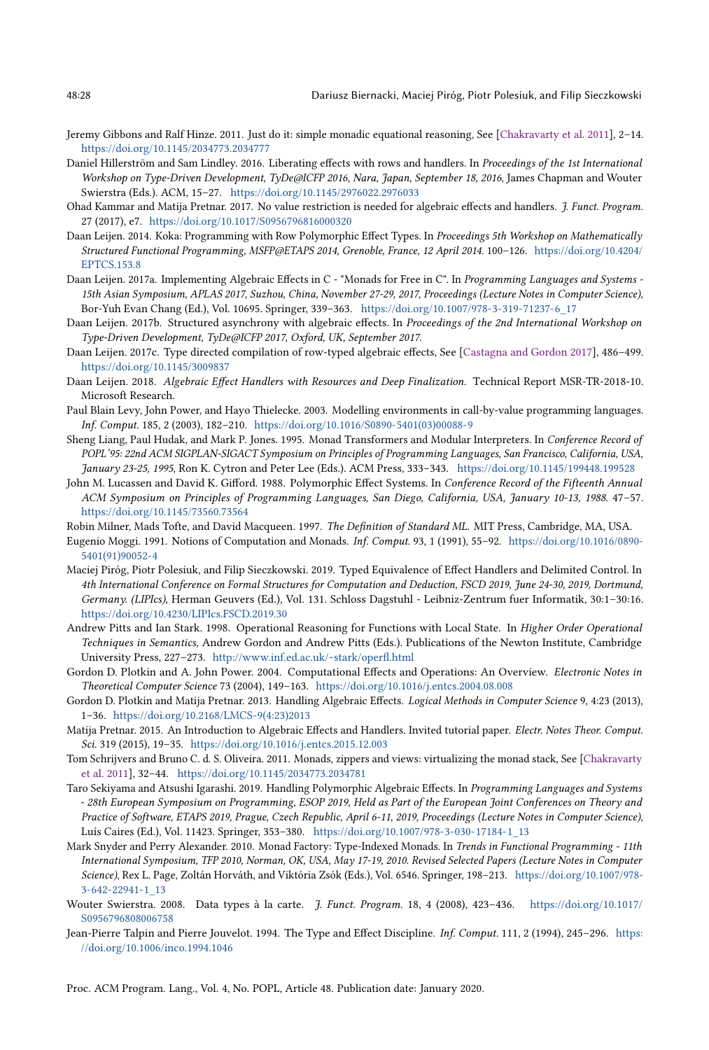Jeremy Gibbons and Ralf Hinze. 2011. Just do it: simple monadic equational reasoning, See [Chakravarty et al. 2011], 2–14. https://doi.org/10.1145/2034773.2034777

Daniel Hillerström and Sam Lindley. 2016. Liberating effects with rows and handlers. In *Proceedings of the 1st International Workshop on Type-Driven Development, TyDe@ICFP 2016, Nara, Japan, September 18, 2016*, James Chapman and Wouter Swierstra (Eds.). ACM, 15–27. https://doi.org/10.1145/2976022.2976033

Ohad Kammar and Matija Pretnar. 2017. No value restriction is needed for algebraic effects and handlers. *J. Funct. Program.* 27 (2017), e7. https://doi.org/10.1017/S0956796816000320

Daan Leijen. 2014. Koka: Programming with Row Polymorphic Effect Types. In *Proceedings 5th Workshop on Mathematically Structured Functional Programming, MSFP@ETAPS 2014, Grenoble, France, 12 April 2014*. 100–126. https://doi.org/10.4204/EPTCS.153.8

Daan Leijen. 2017a. Implementing Algebraic Effects in C - "Monads for Free in C". In *Programming Languages and Systems - 15th Asian Symposium, APLAS 2017, Suzhou, China, November 27-29, 2017, Proceedings (Lecture Notes in Computer Science)*, Bor-Yuh Evan Chang (Ed.), Vol. 10695. Springer, 339–363. https://doi.org/10.1007/978-3-319-71237-6_17

Daan Leijen. 2017b. Structured asynchrony with algebraic effects. In *Proceedings of the 2nd International Workshop on Type-Driven Development, TyDe@ICFP 2017, Oxford, UK, September 2017*.

Daan Leijen. 2017c. Type directed compilation of row-typed algebraic effects, See [Castagna and Gordon 2017], 486–499. https://doi.org/10.1145/3009837

Daan Leijen. 2018. *Algebraic Effect Handlers with Resources and Deep Finalization.* Technical Report MSR-TR-2018-10. Microsoft Research.

Paul Blain Levy, John Power, and Hayo Thielecke. 2003. Modelling environments in call-by-value programming languages. *Inf. Comput.* 185, 2 (2003), 182–210. https://doi.org/10.1016/S0890-5401(03)00088-9

Sheng Liang, Paul Hudak, and Mark P. Jones. 1995. Monad Transformers and Modular Interpreters. In *Conference Record of POPL'95: 22nd ACM SIGPLAN-SIGACT Symposium on Principles of Programming Languages, San Francisco, California, USA, January 23-25, 1995*, Ron K. Cytron and Peter Lee (Eds.). ACM Press, 333–343. https://doi.org/10.1145/199448.199528

John M. Lucassen and David K. Gifford. 1988. Polymorphic Effect Systems. In *Conference Record of the Fifteenth Annual ACM Symposium on Principles of Programming Languages, San Diego, California, USA, January 10-13, 1988*. 47–57. https://doi.org/10.1145/73560.73564

Robin Milner, Mads Tofte, and David Macqueen. 1997. *The Definition of Standard ML.* MIT Press, Cambridge, MA, USA.

Eugenio Moggi. 1991. Notions of Computation and Monads. *Inf. Comput.* 93, 1 (1991), 55–92. https://doi.org/10.1016/0890-5401(91)90052-4

Maciej Piróg, Piotr Polesiuk, and Filip Sieczkowski. 2019. Typed Equivalence of Effect Handlers and Delimited Control. In *4th International Conference on Formal Structures for Computation and Deduction, FSCD 2019, June 24-30, 2019, Dortmund, Germany. (LIPIcs)*, Herman Geuvers (Ed.), Vol. 131. Schloss Dagstuhl - Leibniz-Zentrum fuer Informatik, 30:1–30:16. https://doi.org/10.4230/LIPIcs.FSCD.2019.30

Andrew Pitts and Ian Stark. 1998. Operational Reasoning for Functions with Local State. In *Higher Order Operational Techniques in Semantics*, Andrew Gordon and Andrew Pitts (Eds.). Publications of the Newton Institute, Cambridge University Press, 227–273. http://www.inf.ed.ac.uk/~stark/operfl.html

Gordon D. Plotkin and A. John Power. 2004. Computational Effects and Operations: An Overview. *Electronic Notes in Theoretical Computer Science* 73 (2004), 149–163. https://doi.org/10.1016/j.entcs.2004.08.008

Gordon D. Plotkin and Matija Pretnar. 2013. Handling Algebraic Effects. *Logical Methods in Computer Science* 9, 4:23 (2013), 1–36. https://doi.org/10.2168/LMCS-9(4:23)2013

Matija Pretnar. 2015. An Introduction to Algebraic Effects and Handlers. Invited tutorial paper. *Electr. Notes Theor. Comput. Sci.* 319 (2015), 19–35. https://doi.org/10.1016/j.entcs.2015.12.003

Tom Schrijvers and Bruno C. d. S. Oliveira. 2011. Monads, zippers and views: virtualizing the monad stack, See [Chakravarty et al. 2011], 32–44. https://doi.org/10.1145/2034773.2034781

Taro Sekiyama and Atsushi Igarashi. 2019. Handling Polymorphic Algebraic Effects. In *Programming Languages and Systems - 28th European Symposium on Programming, ESOP 2019, Held as Part of the European Joint Conferences on Theory and Practice of Software, ETAPS 2019, Prague, Czech Republic, April 6-11, 2019, Proceedings (Lecture Notes in Computer Science)*, Luís Caires (Ed.), Vol. 11423. Springer, 353–380. https://doi.org/10.1007/978-3-030-17184-1_13

Mark Snyder and Perry Alexander. 2010. Monad Factory: Type-Indexed Monads. In *Trends in Functional Programming - 11th International Symposium, TFP 2010, Norman, OK, USA, May 17-19, 2010. Revised Selected Papers (Lecture Notes in Computer Science)*, Rex L. Page, Zoltán Horváth, and Viktória Zsók (Eds.), Vol. 6546. Springer, 198–213. https://doi.org/10.1007/978-3-642-22941-1_13

Wouter Swierstra. 2008. Data types à la carte. *J. Funct. Program.* 18, 4 (2008), 423–436. https://doi.org/10.1017/S0956796808006758

Jean-Pierre Talpin and Pierre Jouvelot. 1994. The Type and Effect Discipline. *Inf. Comput.* 111, 2 (1994), 245–296. https://doi.org/10.1006/inco.1994.1046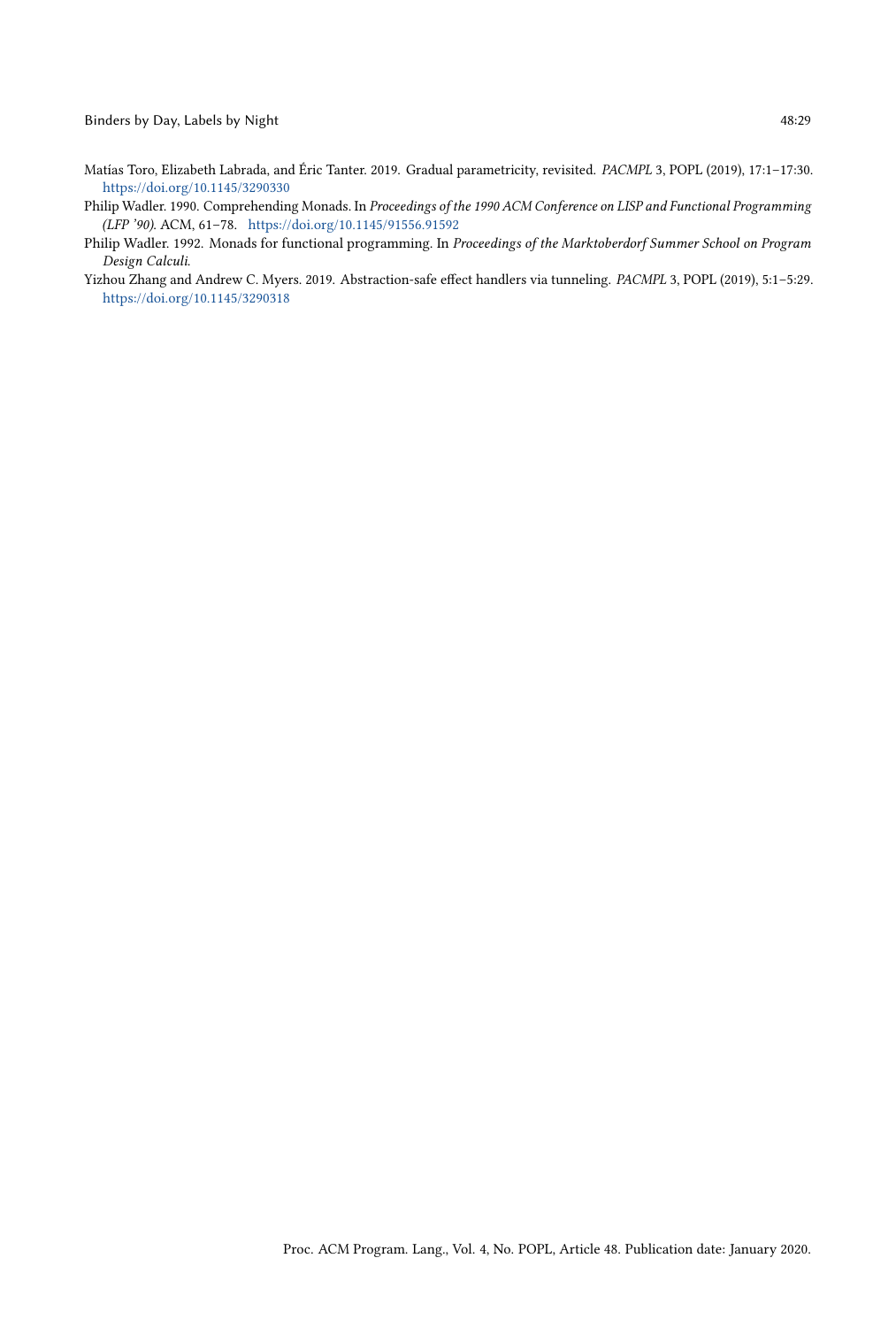Matías Toro, Elizabeth Labrada, and Éric Tanter. 2019. Gradual parametricity, revisited. *PACMPL* 3, POPL (2019), 17:1–17:30. https://doi.org/10.1145/3290330

Philip Wadler. 1990. Comprehending Monads. In *Proceedings of the 1990 ACM Conference on LISP and Functional Programming (LFP '90)*. ACM, 61–78. https://doi.org/10.1145/91556.91592

Philip Wadler. 1992. Monads for functional programming. In *Proceedings of the Marktoberdorf Summer School on Program Design Calculi*.

Yizhou Zhang and Andrew C. Myers. 2019. Abstraction-safe effect handlers via tunneling. *PACMPL* 3, POPL (2019), 5:1–5:29. https://doi.org/10.1145/3290318